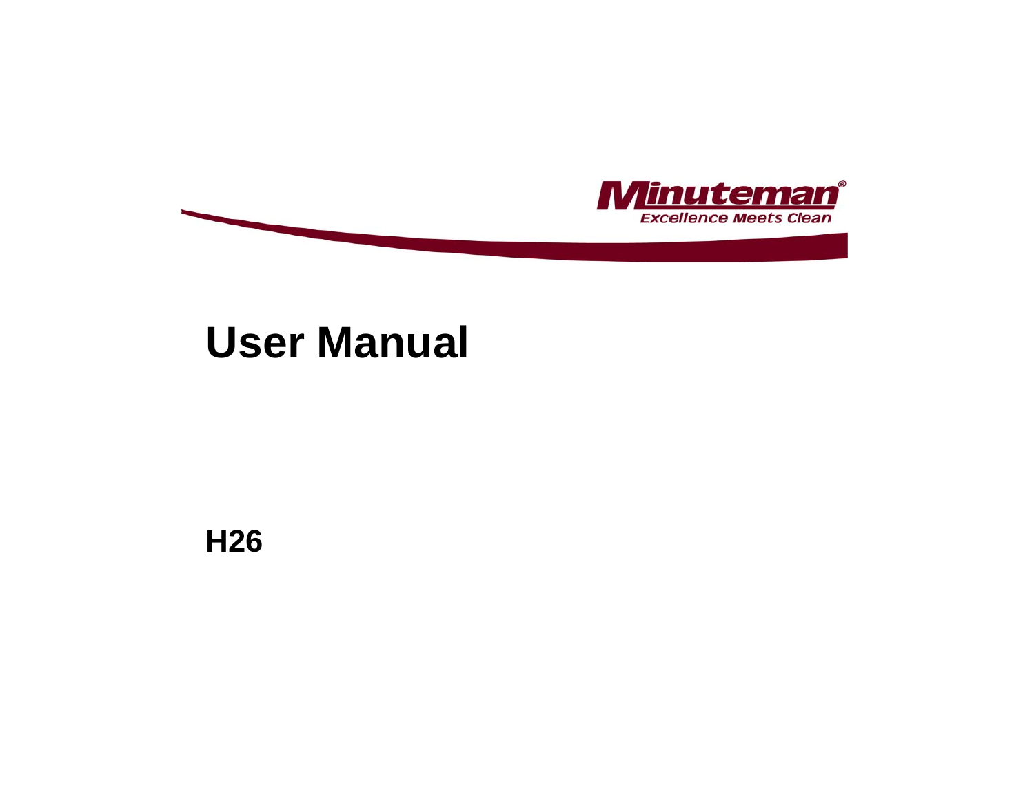Minuteman®

Excellence Meets Clean

# User Manual

**H26**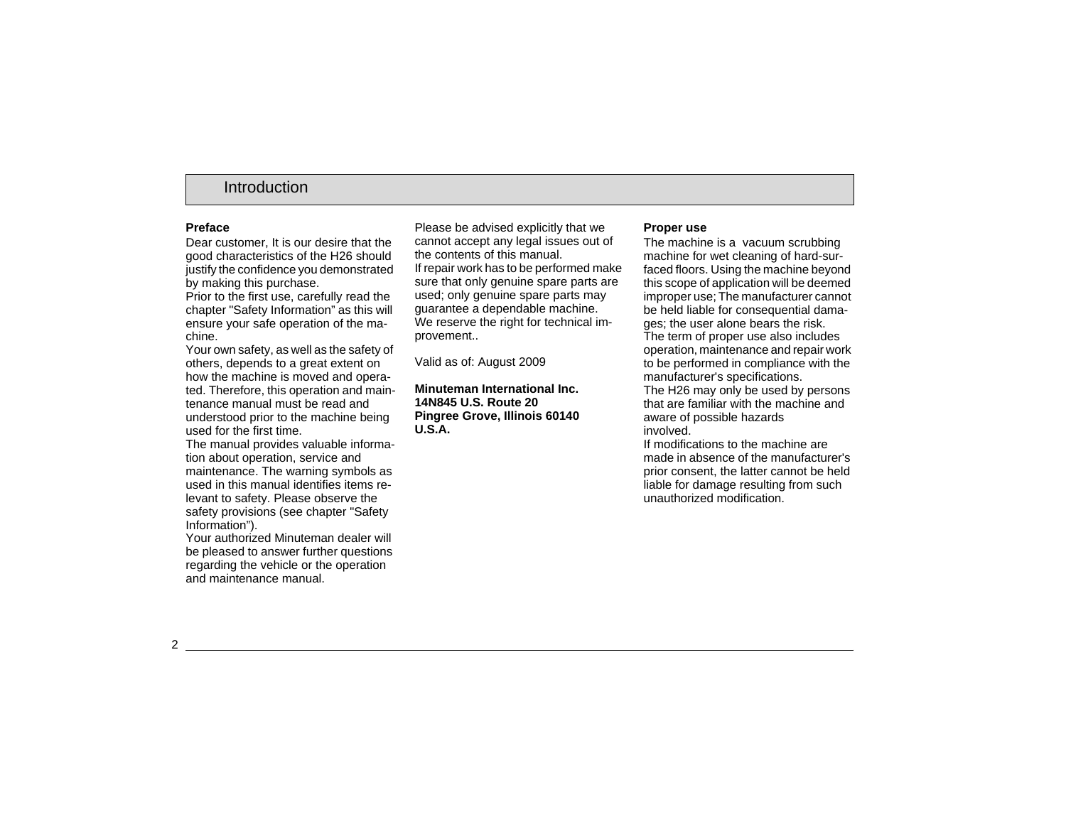# Introduction

## Preface

Dear customer, It is our desire that the good characteristics of the H26 should justify the confidence you demonstrated by making this purchase.
Prior to the first use, carefully read the chapter "Safety Information" as this will ensure your safe operation of the machine.
Your own safety, as well as the safety of others, depends to a great extent on how the machine is moved and operated. Therefore, this operation and maintenance manual must be read and understood prior to the machine being used for the first time.
The manual provides valuable information about operation, service and maintenance. The warning symbols as used in this manual identifies items relevant to safety. Please observe the safety provisions (see chapter "Safety Information").
Your authorized Minuteman dealer will be pleased to answer further questions regarding the vehicle or the operation and maintenance manual.

Please be advised explicitly that we cannot accept any legal issues out of the contents of this manual.
If repair work has to be performed make sure that only genuine spare parts are used; only genuine spare parts may guarantee a dependable machine.
We reserve the right for technical improvement..

Valid as of: August 2009

**Minuteman International Inc.**
**14N845 U.S. Route 20**
**Pingree Grove, Illinois 60140**
**U.S.A.**

## Proper use

The machine is a vacuum scrubbing machine for wet cleaning of hard-surfaced floors. Using the machine beyond this scope of application will be deemed improper use; The manufacturer cannot be held liable for consequential damages; the user alone bears the risk.
The term of proper use also includes operation, maintenance and repair work to be performed in compliance with the manufacturer's specifications.
The H26 may only be used by persons that are familiar with the machine and aware of possible hazards involved.
If modifications to the machine are made in absence of the manufacturer's prior consent, the latter cannot be held liable for damage resulting from such unauthorized modification.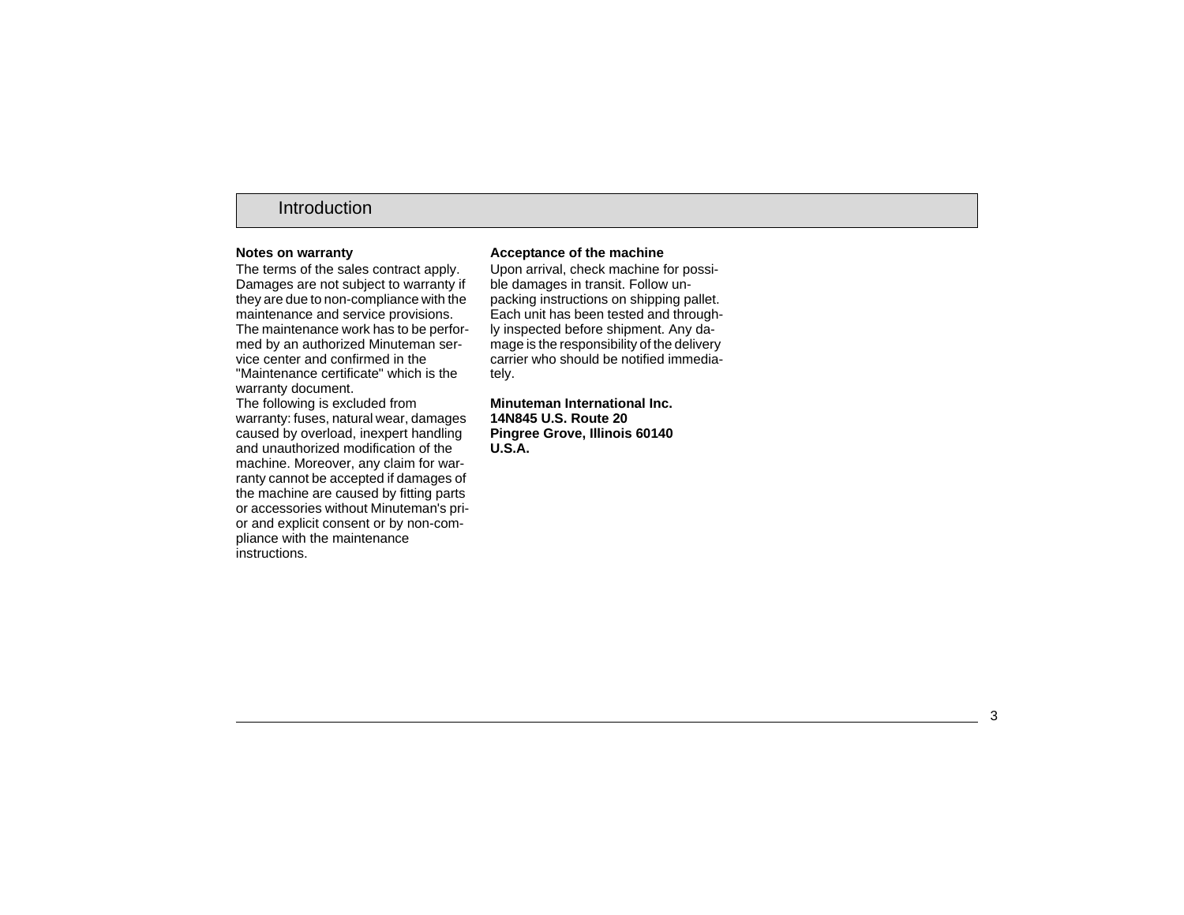# Introduction

**Notes on warranty**

The terms of the sales contract apply. Damages are not subject to warranty if they are due to non-compliance with the maintenance and service provisions. The maintenance work has to be performed by an authorized Minuteman service center and confirmed in the "Maintenance certificate" which is the warranty document.
The following is excluded from warranty: fuses, natural wear, damages caused by overload, inexpert handling and unauthorized modification of the machine. Moreover, any claim for warranty cannot be accepted if damages of the machine are caused by fitting parts or accessories without Minuteman's prior and explicit consent or by non-compliance with the maintenance instructions.

**Acceptance of the machine**

Upon arrival, check machine for possible damages in transit. Follow unpacking instructions on shipping pallet. Each unit has been tested and throughly inspected before shipment. Any damage is the responsibility of the delivery carrier who should be notified immediately.

**Minuteman International Inc.**
**14N845 U.S. Route 20**
**Pingree Grove, Illinois 60140**
**U.S.A.**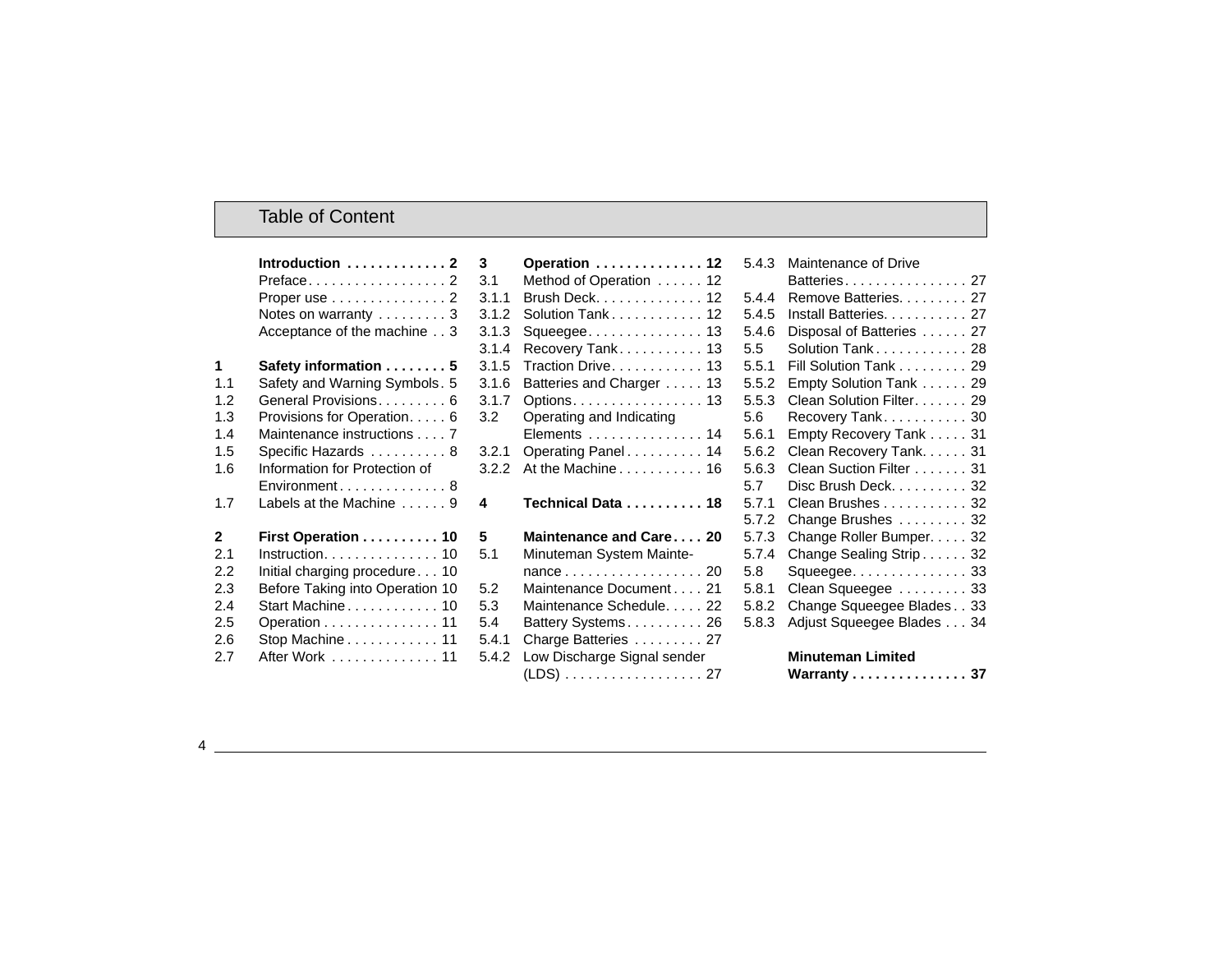# Table of Content

**Introduction . . . . . . . . . . . . . 2**
Preface . . . . . . . . . . . . . . . . . . 2
Proper use . . . . . . . . . . . . . . . 2
Notes on warranty . . . . . . . . . 3
Acceptance of the machine . . 3

**1 Safety information . . . . . . . . 5**
1.1 Safety and Warning Symbols . 5
1.2 General Provisions . . . . . . . . . 6
1.3 Provisions for Operation . . . . . 6
1.4 Maintenance instructions . . . . 7
1.5 Specific Hazards . . . . . . . . . . 8
1.6 Information for Protection of Environment . . . . . . . . . . . . . 8
1.7 Labels at the Machine . . . . . . 9

**2 First Operation . . . . . . . . . . 10**
2.1 Instruction . . . . . . . . . . . . . . 10
2.2 Initial charging procedure . . . 10
2.3 Before Taking into Operation 10
2.4 Start Machine . . . . . . . . . . . . 10
2.5 Operation . . . . . . . . . . . . . . . 11
2.6 Stop Machine . . . . . . . . . . . . 11
2.7 After Work . . . . . . . . . . . . . . 11

**3 Operation . . . . . . . . . . . . . . 12**
3.1 Method of Operation . . . . . . 12
3.1.1 Brush Deck . . . . . . . . . . . . . 12
3.1.2 Solution Tank . . . . . . . . . . . . 12
3.1.3 Squeegee . . . . . . . . . . . . . . . 13
3.1.4 Recovery Tank . . . . . . . . . . . 13
3.1.5 Traction Drive . . . . . . . . . . . . 13
3.1.6 Batteries and Charger . . . . . 13
3.1.7 Options . . . . . . . . . . . . . . . . . 13
3.2 Operating and Indicating Elements . . . . . . . . . . . . . . . 14
3.2.1 Operating Panel . . . . . . . . . . 14
3.2.2 At the Machine . . . . . . . . . . . 16

**4 Technical Data . . . . . . . . . . 18**

**5 Maintenance and Care . . . . 20**
5.1 Minuteman System Maintenance . . . . . . . . . . . . . . . . . . 20
5.2 Maintenance Document . . . . 21
5.3 Maintenance Schedule . . . . . 22
5.4 Battery Systems . . . . . . . . . . 26
5.4.1 Charge Batteries . . . . . . . . . 27
5.4.2 Low Discharge Signal sender (LDS) . . . . . . . . . . . . . . . . . . 27
5.4.3 Maintenance of Drive Batteries . . . . . . . . . . . . . . . . 27
5.4.4 Remove Batteries . . . . . . . . . 27
5.4.5 Install Batteries . . . . . . . . . . . 27
5.4.6 Disposal of Batteries . . . . . . 27
5.5 Solution Tank . . . . . . . . . . . . 28
5.5.1 Fill Solution Tank . . . . . . . . . 29
5.5.2 Empty Solution Tank . . . . . . 29
5.5.3 Clean Solution Filter . . . . . . . 29
5.6 Recovery Tank . . . . . . . . . . . 30
5.6.1 Empty Recovery Tank . . . . . 31
5.6.2 Clean Recovery Tank . . . . . . 31
5.6.3 Clean Suction Filter . . . . . . . 31
5.7 Disc Brush Deck . . . . . . . . . . 32
5.7.1 Clean Brushes . . . . . . . . . . . 32
5.7.2 Change Brushes . . . . . . . . . 32
5.7.3 Change Roller Bumper . . . . . 32
5.7.4 Change Sealing Strip . . . . . . 32
5.8 Squeegee . . . . . . . . . . . . . . . 33
5.8.1 Clean Squeegee . . . . . . . . . 33
5.8.2 Change Squeegee Blades . . 33
5.8.3 Adjust Squeegee Blades . . . 34

**Minuteman Limited Warranty . . . . . . . . . . . . . . . 37**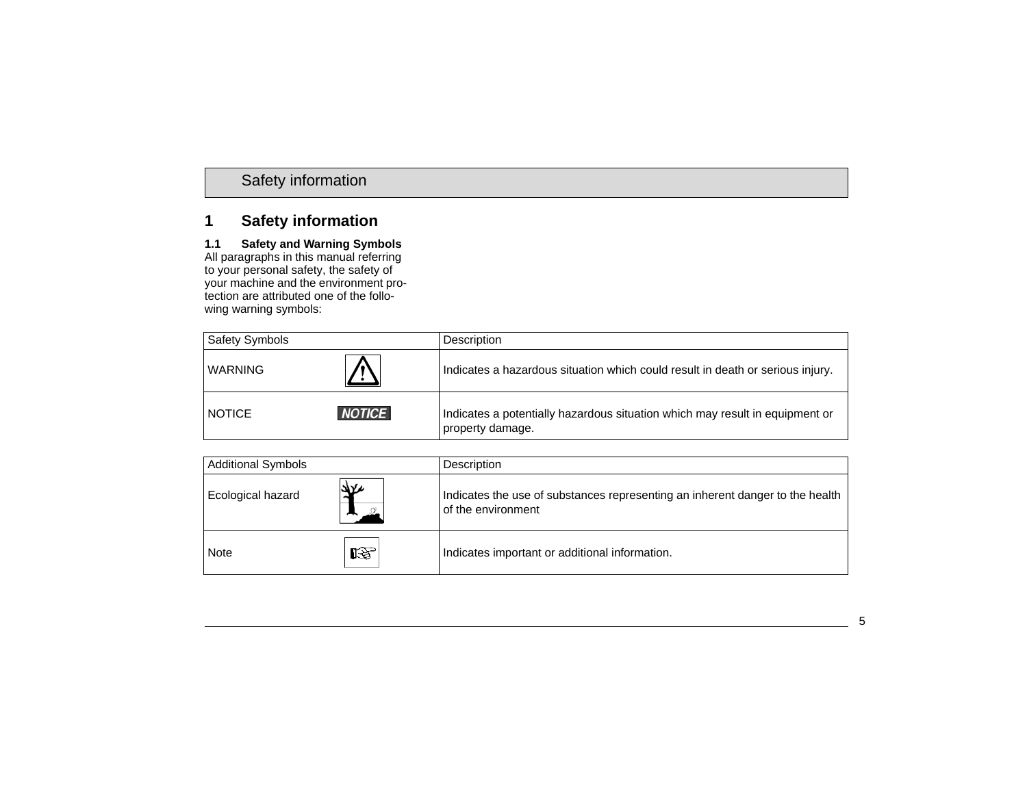# 1 Safety information

## 1.1 Safety and Warning Symbols

All paragraphs in this manual referring to your personal safety, the safety of your machine and the environment protection are attributed one of the following warning symbols:

| Safety Symbols | | Description |
|---|---|---|
| WARNING | ⚠ | Indicates a hazardous situation which could result in death or serious injury. |
| NOTICE | NOTICE | Indicates a potentially hazardous situation which may result in equipment or property damage. |

| Additional Symbols | | Description |
|---|---|---|
| Ecological hazard | | Indicates the use of substances representing an inherent danger to the health of the environment |
| Note | ☞ | Indicates important or additional information. |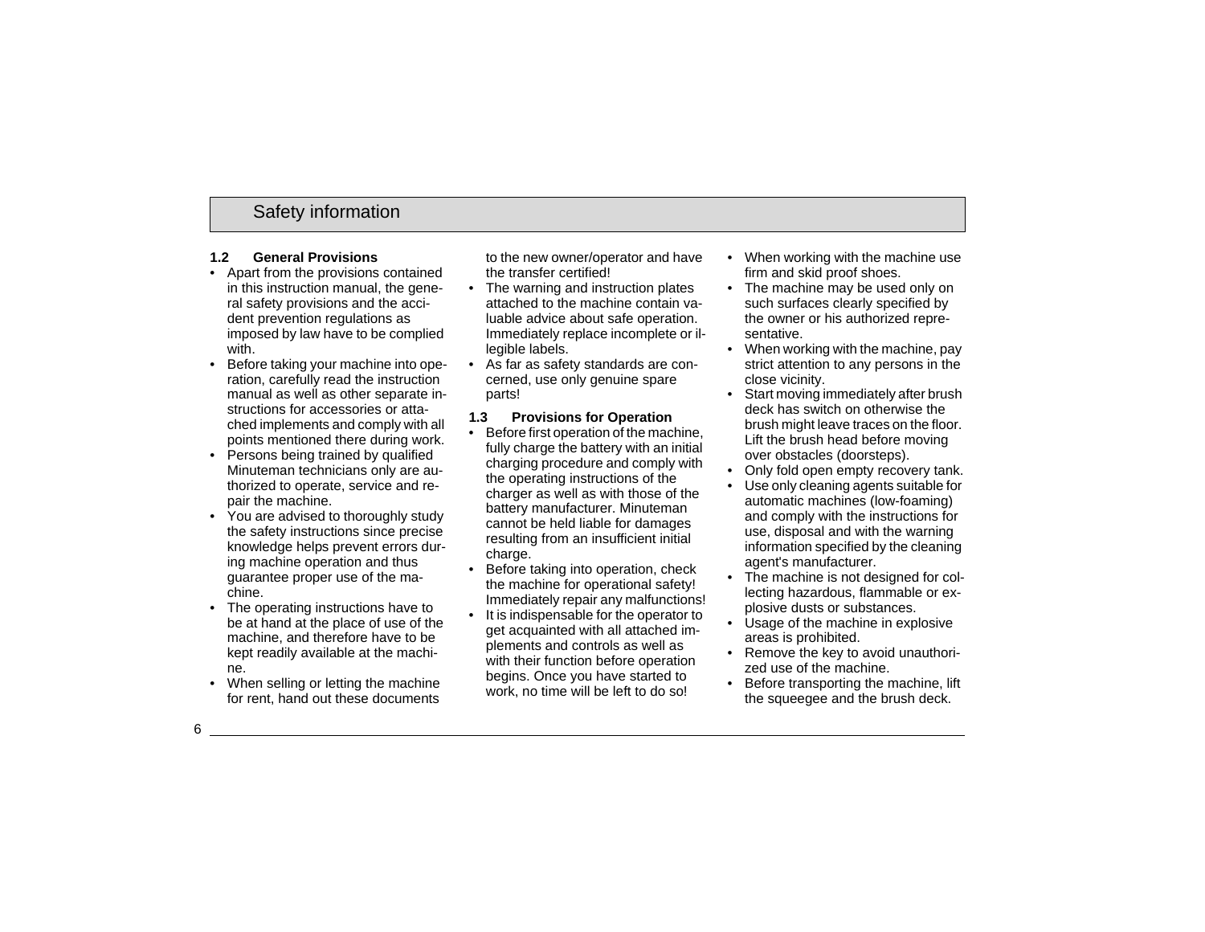# Safety information

### 1.2 General Provisions

- Apart from the provisions contained in this instruction manual, the general safety provisions and the accident prevention regulations as imposed by law have to be complied with.
- Before taking your machine into operation, carefully read the instruction manual as well as other separate instructions for accessories or attached implements and comply with all points mentioned there during work.
- Persons being trained by qualified Minuteman technicians only are authorized to operate, service and repair the machine.
- You are advised to thoroughly study the safety instructions since precise knowledge helps prevent errors during machine operation and thus guarantee proper use of the machine.
- The operating instructions have to be at hand at the place of use of the machine, and therefore have to be kept readily available at the machine.
- When selling or letting the machine for rent, hand out these documents to the new owner/operator and have the transfer certified!
- The warning and instruction plates attached to the machine contain valuable advice about safe operation. Immediately replace incomplete or illegible labels.
- As far as safety standards are concerned, use only genuine spare parts!

### 1.3 Provisions for Operation

- Before first operation of the machine, fully charge the battery with an initial charging procedure and comply with the operating instructions of the charger as well as with those of the battery manufacturer. Minuteman cannot be held liable for damages resulting from an insufficient initial charge.
- Before taking into operation, check the machine for operational safety! Immediately repair any malfunctions!
- It is indispensable for the operator to get acquainted with all attached implements and controls as well as with their function before operation begins. Once you have started to work, no time will be left to do so!
- When working with the machine use firm and skid proof shoes.
- The machine may be used only on such surfaces clearly specified by the owner or his authorized representative.
- When working with the machine, pay strict attention to any persons in the close vicinity.
- Start moving immediately after brush deck has switch on otherwise the brush might leave traces on the floor. Lift the brush head before moving over obstacles (doorsteps).
- Only fold open empty recovery tank.
- Use only cleaning agents suitable for automatic machines (low-foaming) and comply with the instructions for use, disposal and with the warning information specified by the cleaning agent's manufacturer.
- The machine is not designed for collecting hazardous, flammable or explosive dusts or substances.
- Usage of the machine in explosive areas is prohibited.
- Remove the key to avoid unauthorized use of the machine.
- Before transporting the machine, lift the squeegee and the brush deck.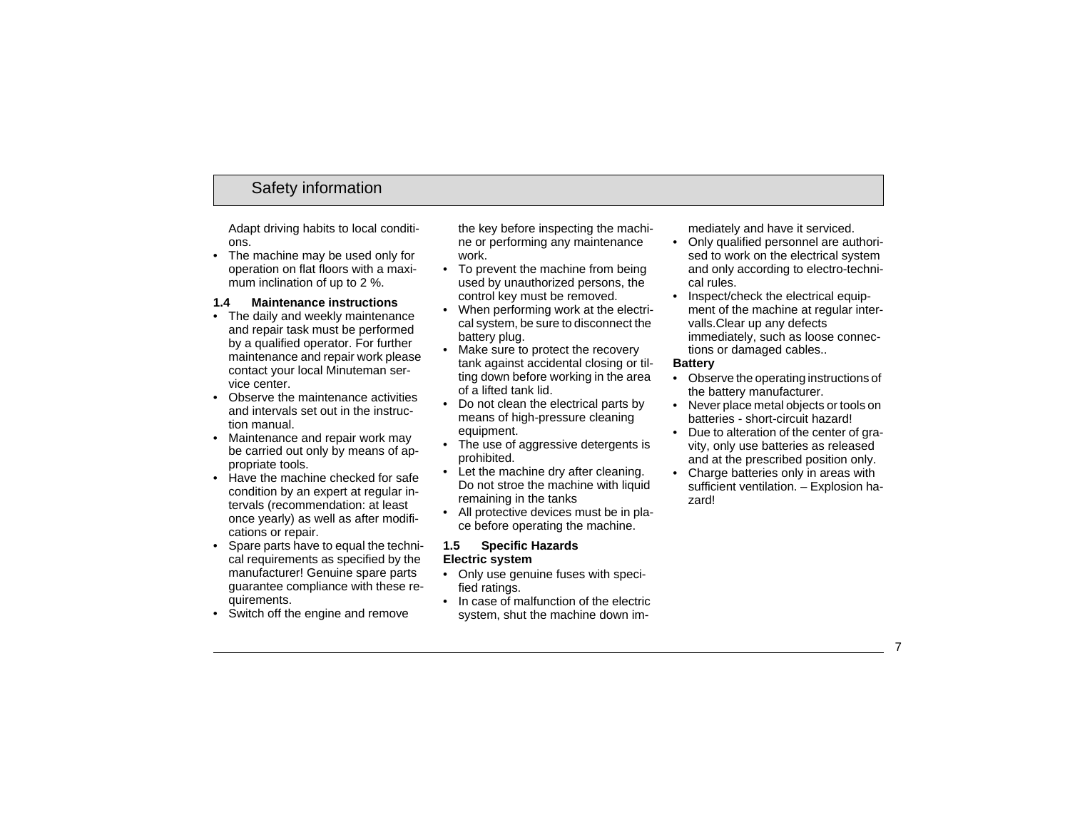Adapt driving habits to local conditions.

- The machine may be used only for operation on flat floors with a maximum inclination of up to 2 %.

### 1.4 Maintenance instructions

- The daily and weekly maintenance and repair task must be performed by a qualified operator. For further maintenance and repair work please contact your local Minuteman service center.
- Observe the maintenance activities and intervals set out in the instruction manual.
- Maintenance and repair work may be carried out only by means of appropriate tools.
- Have the machine checked for safe condition by an expert at regular intervals (recommendation: at least once yearly) as well as after modifications or repair.
- Spare parts have to equal the technical requirements as specified by the manufacturer! Genuine spare parts guarantee compliance with these requirements.
- Switch off the engine and remove the key before inspecting the machine or performing any maintenance work.
- To prevent the machine from being used by unauthorized persons, the control key must be removed.
- When performing work at the electrical system, be sure to disconnect the battery plug.
- Make sure to protect the recovery tank against accidental closing or tilting down before working in the area of a lifted tank lid.
- Do not clean the electrical parts by means of high-pressure cleaning equipment.
- The use of aggressive detergents is prohibited.
- Let the machine dry after cleaning. Do not stroe the machine with liquid remaining in the tanks
- All protective devices must be in place before operating the machine.

### 1.5 Specific Hazards

**Electric system**

- Only use genuine fuses with specified ratings.
- In case of malfunction of the electric system, shut the machine down immediately and have it serviced.
- Only qualified personnel are authorised to work on the electrical system and only according to electro-technical rules.
- Inspect/check the electrical equipment of the machine at regular intervalls.Clear up any defects immediately, such as loose connections or damaged cables..

**Battery**

- Observe the operating instructions of the battery manufacturer.
- Never place metal objects or tools on batteries - short-circuit hazard!
- Due to alteration of the center of gravity, only use batteries as released and at the prescribed position only.
- Charge batteries only in areas with sufficient ventilation. – Explosion hazard!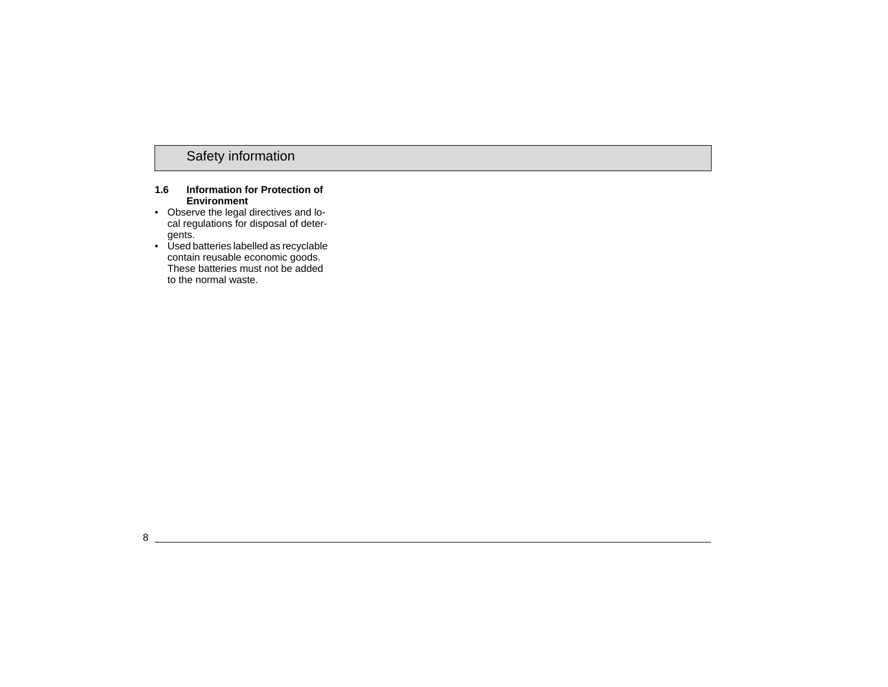# Safety information

### 1.6 Information for Protection of Environment

- Observe the legal directives and local regulations for disposal of detergents.
- Used batteries labelled as recyclable contain reusable economic goods. These batteries must not be added to the normal waste.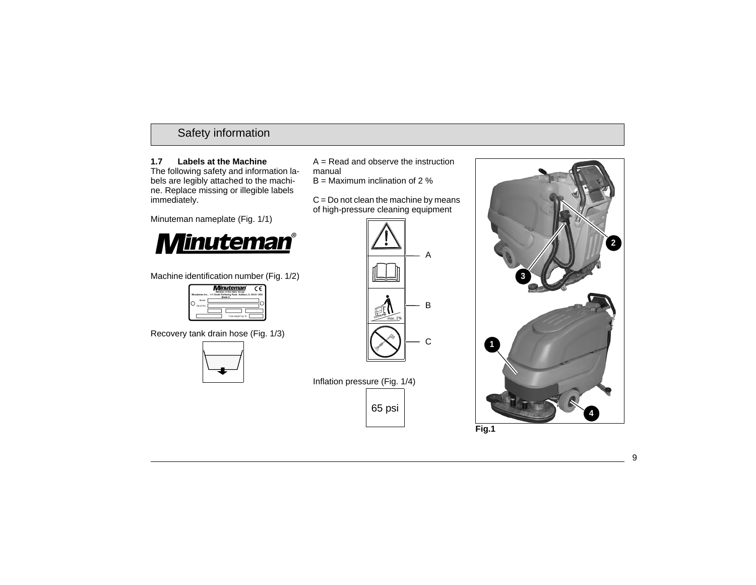# Safety information

## 1.7 Labels at the Machine

The following safety and information labels are legibly attached to the machine. Replace missing or illegible labels immediately.

Minuteman nameplate (Fig. 1/1)

Machine identification number (Fig. 1/2)

Recovery tank drain hose (Fig. 1/3)

A = Read and observe the instruction manual

B = Maximum inclination of 2 %

C = Do not clean the machine by means of high-pressure cleaning equipment

Inflation pressure (Fig. 1/4)

65 psi

**Fig.1**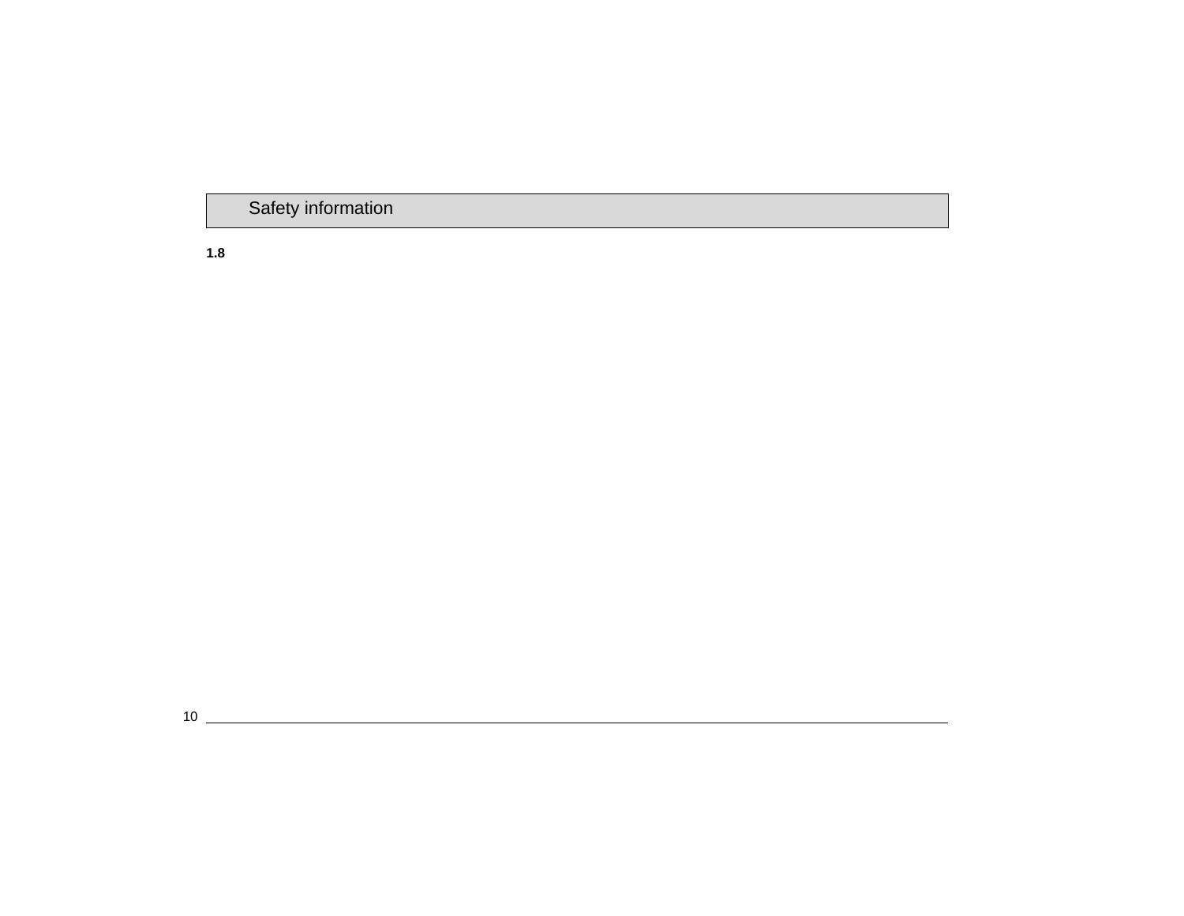**1.8**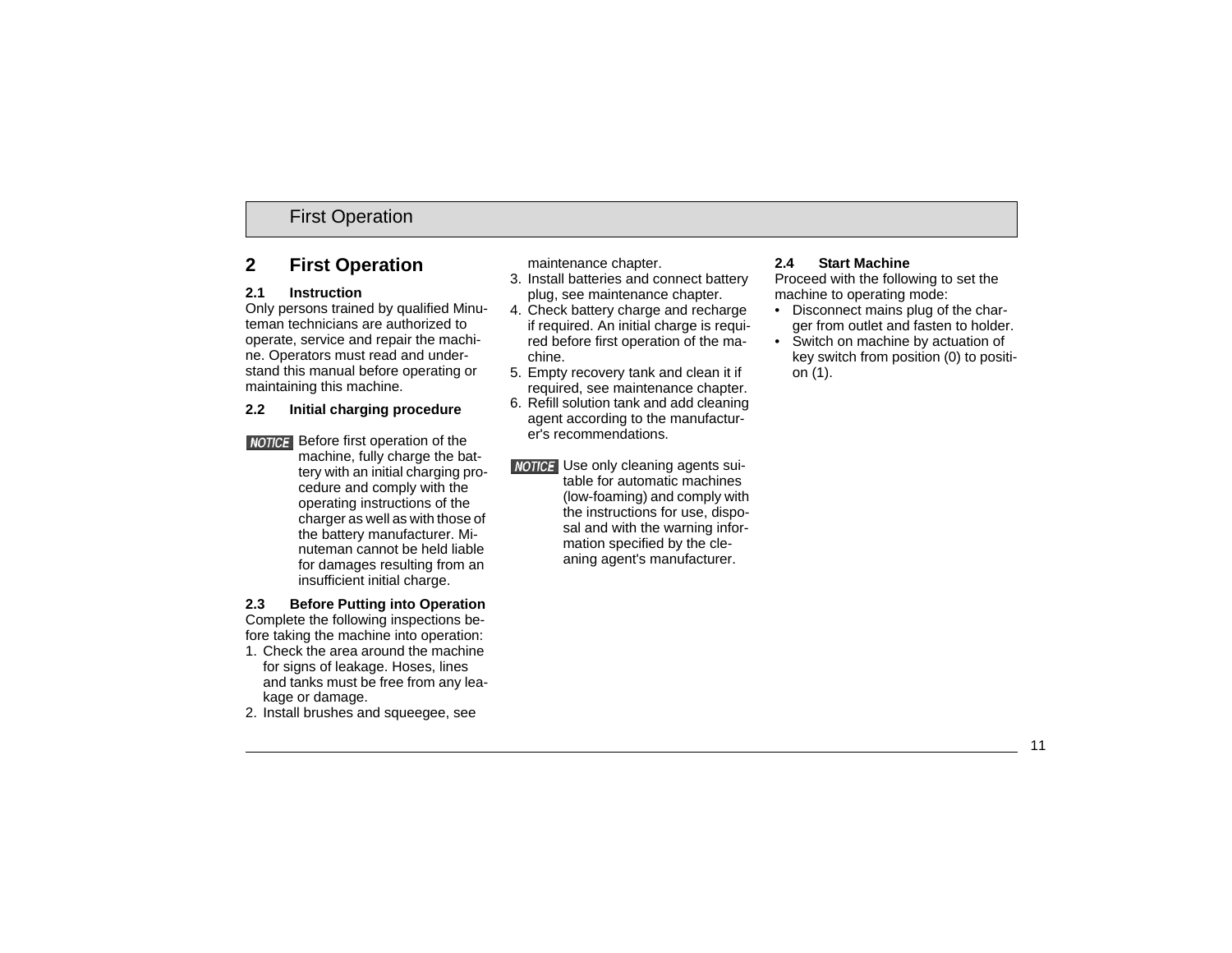# 2 First Operation

## 2.1 Instruction

Only persons trained by qualified Minuteman technicians are authorized to operate, service and repair the machine. Operators must read and understand this manual before operating or maintaining this machine.

## 2.2 Initial charging procedure

**NOTICE** Before first operation of the machine, fully charge the battery with an initial charging procedure and comply with the operating instructions of the charger as well as with those of the battery manufacturer. Minuteman cannot be held liable for damages resulting from an insufficient initial charge.

## 2.3 Before Putting into Operation

Complete the following inspections before taking the machine into operation:

1. Check the area around the machine for signs of leakage. Hoses, lines and tanks must be free from any leakage or damage.
2. Install brushes and squeegee, see maintenance chapter.
3. Install batteries and connect battery plug, see maintenance chapter.
4. Check battery charge and recharge if required. An initial charge is required before first operation of the machine.
5. Empty recovery tank and clean it if required, see maintenance chapter.
6. Refill solution tank and add cleaning agent according to the manufacturer's recommendations.

**NOTICE** Use only cleaning agents suitable for automatic machines (low-foaming) and comply with the instructions for use, disposal and with the warning information specified by the cleaning agent's manufacturer.

## 2.4 Start Machine

Proceed with the following to set the machine to operating mode:

- Disconnect mains plug of the charger from outlet and fasten to holder.
- Switch on machine by actuation of key switch from position (0) to position (1).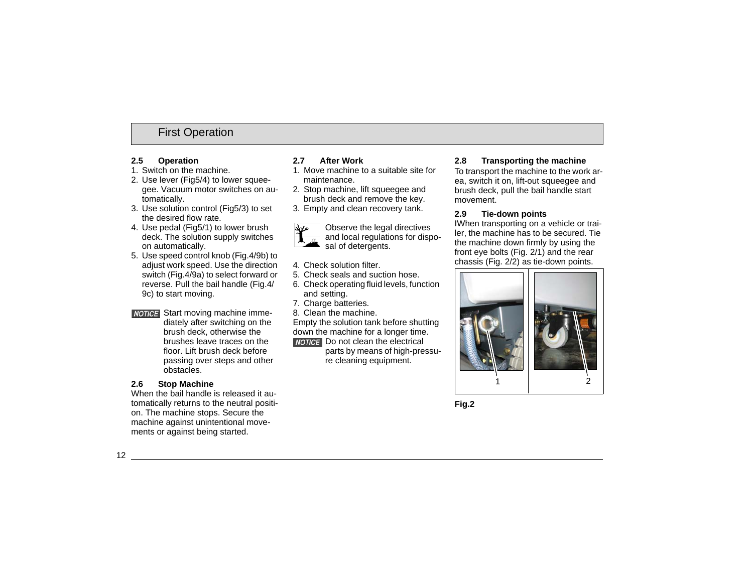# First Operation

## 2.5 Operation

1. Switch on the machine.
2. Use lever (Fig5/4) to lower squeegee. Vacuum motor switches on automatically.
3. Use solution control (Fig5/3) to set the desired flow rate.
4. Use pedal (Fig5/1) to lower brush deck. The solution supply switches on automatically.
5. Use speed control knob (Fig.4/9b) to adjust work speed. Use the direction switch (Fig.4/9a) to select forward or reverse. Pull the bail handle (Fig.4/9c) to start moving.

**NOTICE** Start moving machine immediately after switching on the brush deck, otherwise the brushes leave traces on the floor. Lift brush deck before passing over steps and other obstacles.

## 2.6 Stop Machine

When the bail handle is released it automatically returns to the neutral position. The machine stops. Secure the machine against unintentional movements or against being started.

## 2.7 After Work

1. Move machine to a suitable site for maintenance.
2. Stop machine, lift squeegee and brush deck and remove the key.
3. Empty and clean recovery tank.

Observe the legal directives and local regulations for disposal of detergents.

4. Check solution filter.
5. Check seals and suction hose.
6. Check operating fluid levels, function and setting.
7. Charge batteries.
8. Clean the machine.

Empty the solution tank before shutting down the machine for a longer time.

**NOTICE** Do not clean the electrical parts by means of high-pressure cleaning equipment.

## 2.8 Transporting the machine

To transport the machine to the work area, switch it on, lift-out squeegee and brush deck, pull the bail handle start movement.

## 2.9 Tie-down points

IWhen transporting on a vehicle or trailer, the machine has to be secured. Tie the machine down firmly by using the front eye bolts (Fig. 2/1) and the rear chassis (Fig. 2/2) as tie-down points.

1 2

**Fig.2**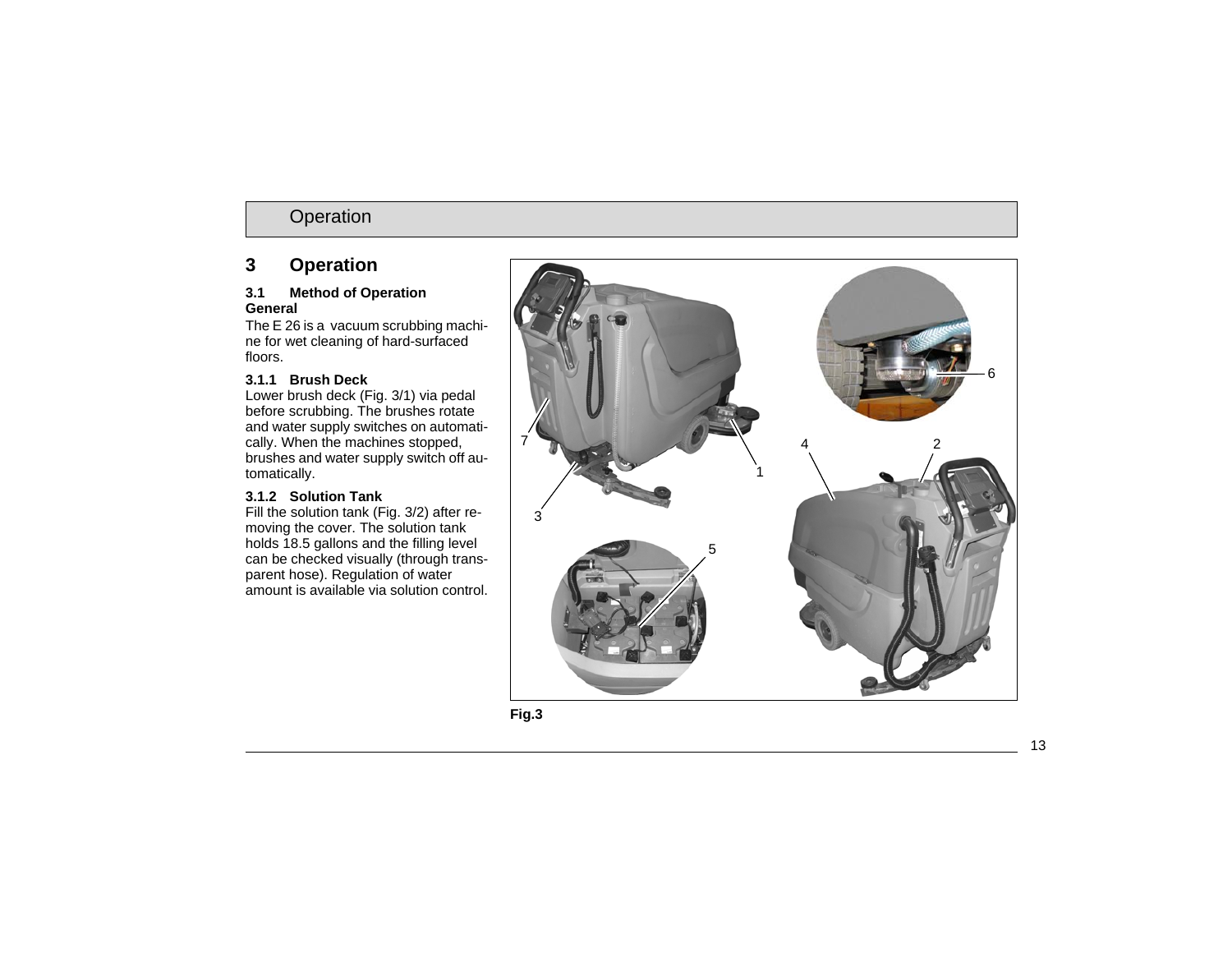# 3 Operation

### 3.1 Method of Operation

**General**

The E 26 is a vacuum scrubbing machine for wet cleaning of hard-surfaced floors.

#### 3.1.1 Brush Deck

Lower brush deck (Fig. 3/1) via pedal before scrubbing. The brushes rotate and water supply switches on automatically. When the machines stopped, brushes and water supply switch off automatically.

#### 3.1.2 Solution Tank

Fill the solution tank (Fig. 3/2) after removing the cover. The solution tank holds 18.5 gallons and the filling level can be checked visually (through transparent hose). Regulation of water amount is available via solution control.

**Fig.3**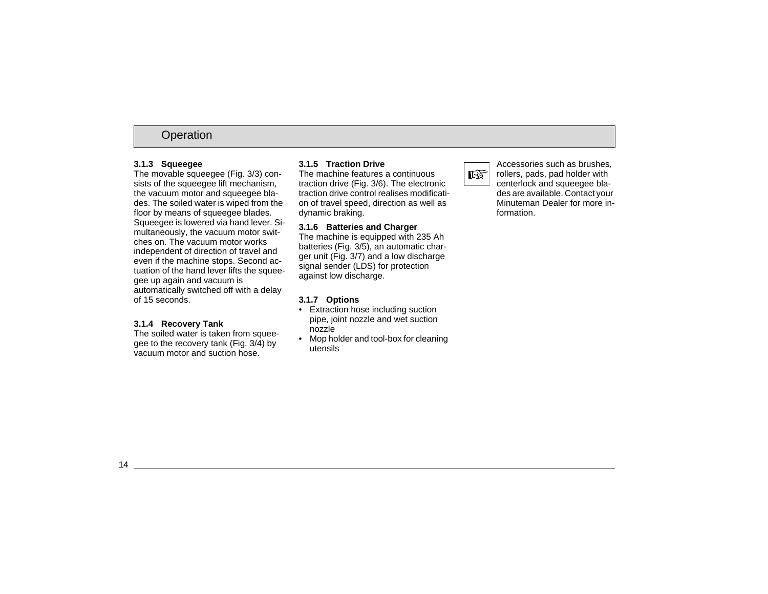### 3.1.3 Squeegee

The movable squeegee (Fig. 3/3) consists of the squeegee lift mechanism, the vacuum motor and squeegee blades. The soiled water is wiped from the floor by means of squeegee blades. Squeegee is lowered via hand lever. Simultaneously, the vacuum motor switches on. The vacuum motor works independent of direction of travel and even if the machine stops. Second actuation of the hand lever lifts the squeegee up again and vacuum is automatically switched off with a delay of 15 seconds.

### 3.1.4 Recovery Tank

The soiled water is taken from squeegee to the recovery tank (Fig. 3/4) by vacuum motor and suction hose.

### 3.1.5 Traction Drive

The machine features a continuous traction drive (Fig. 3/6). The electronic traction drive control realises modification of travel speed, direction as well as dynamic braking.

### 3.1.6 Batteries and Charger

The machine is equipped with 235 Ah batteries (Fig. 3/5), an automatic charger unit (Fig. 3/7) and a low discharge signal sender (LDS) for protection against low discharge.

### 3.1.7 Options

- Extraction hose including suction pipe, joint nozzle and wet suction nozzle
- Mop holder and tool-box for cleaning utensils

☞ Accessories such as brushes, rollers, pads, pad holder with centerlock and squeegee blades are available. Contact your Minuteman Dealer for more information.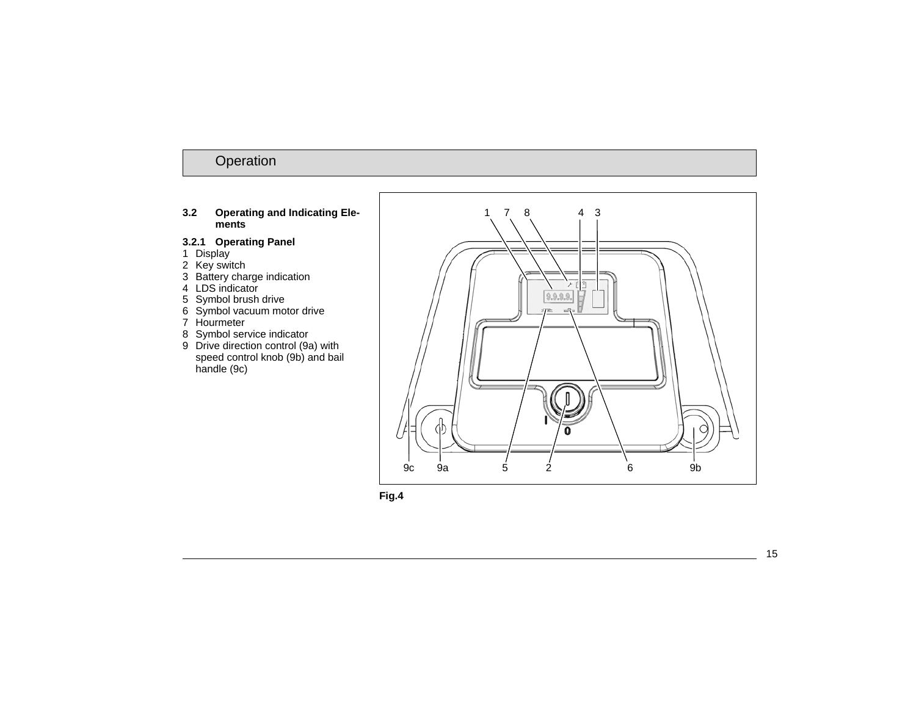## 3.2 Operating and Indicating Elements

### 3.2.1 Operating Panel

1 Display
2 Key switch
3 Battery charge indication
4 LDS indicator
5 Symbol brush drive
6 Symbol vacuum motor drive
7 Hourmeter
8 Symbol service indicator
9 Drive direction control (9a) with speed control knob (9b) and bail handle (9c)

**Fig.4**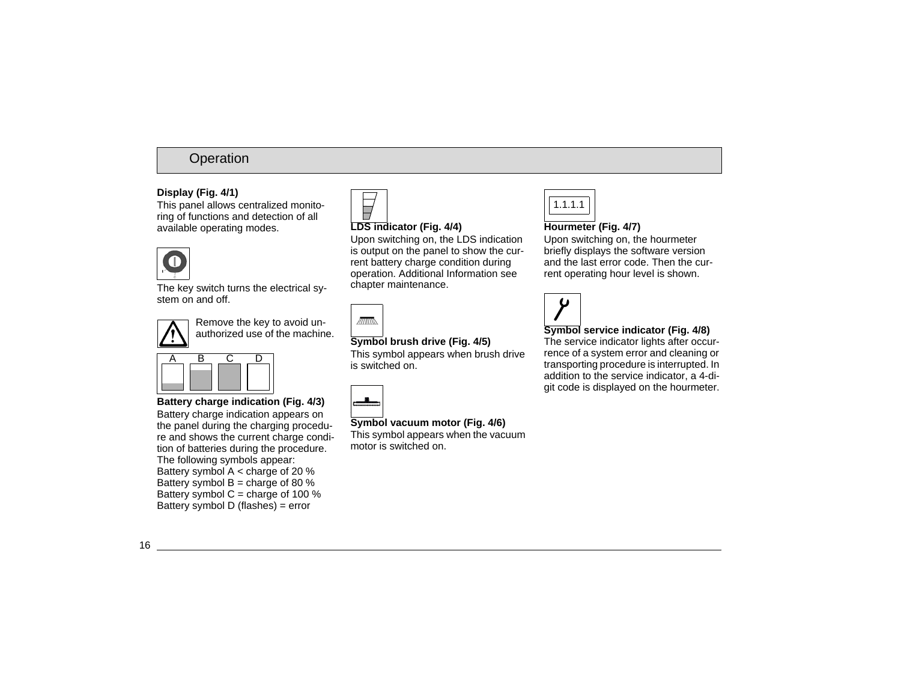## Operation

**Display (Fig. 4/1)**

This panel allows centralized monitoring of functions and detection of all available operating modes.

The key switch turns the electrical system on and off.

Remove the key to avoid unauthorized use of the machine.

A B C D

**Battery charge indication (Fig. 4/3)**

Battery charge indication appears on the panel during the charging procedure and shows the current charge condition of batteries during the procedure. The following symbols appear:
Battery symbol A < charge of 20 %
Battery symbol B = charge of 80 %
Battery symbol C = charge of 100 %
Battery symbol D (flashes) = error

**LDS indicator (Fig. 4/4)**

Upon switching on, the LDS indication is output on the panel to show the current battery charge condition during operation. Additional Information see chapter maintenance.

**Symbol brush drive (Fig. 4/5)**

This symbol appears when brush drive is switched on.

**Symbol vacuum motor (Fig. 4/6)**

This symbol appears when the vacuum motor is switched on.

1.1.1.1

**Hourmeter (Fig. 4/7)**

Upon switching on, the hourmeter briefly displays the software version and the last error code. Then the current operating hour level is shown.

**Symbol service indicator (Fig. 4/8)**

The service indicator lights after occurrence of a system error and cleaning or transporting procedure is interrupted. In addition to the service indicator, a 4-digit code is displayed on the hourmeter.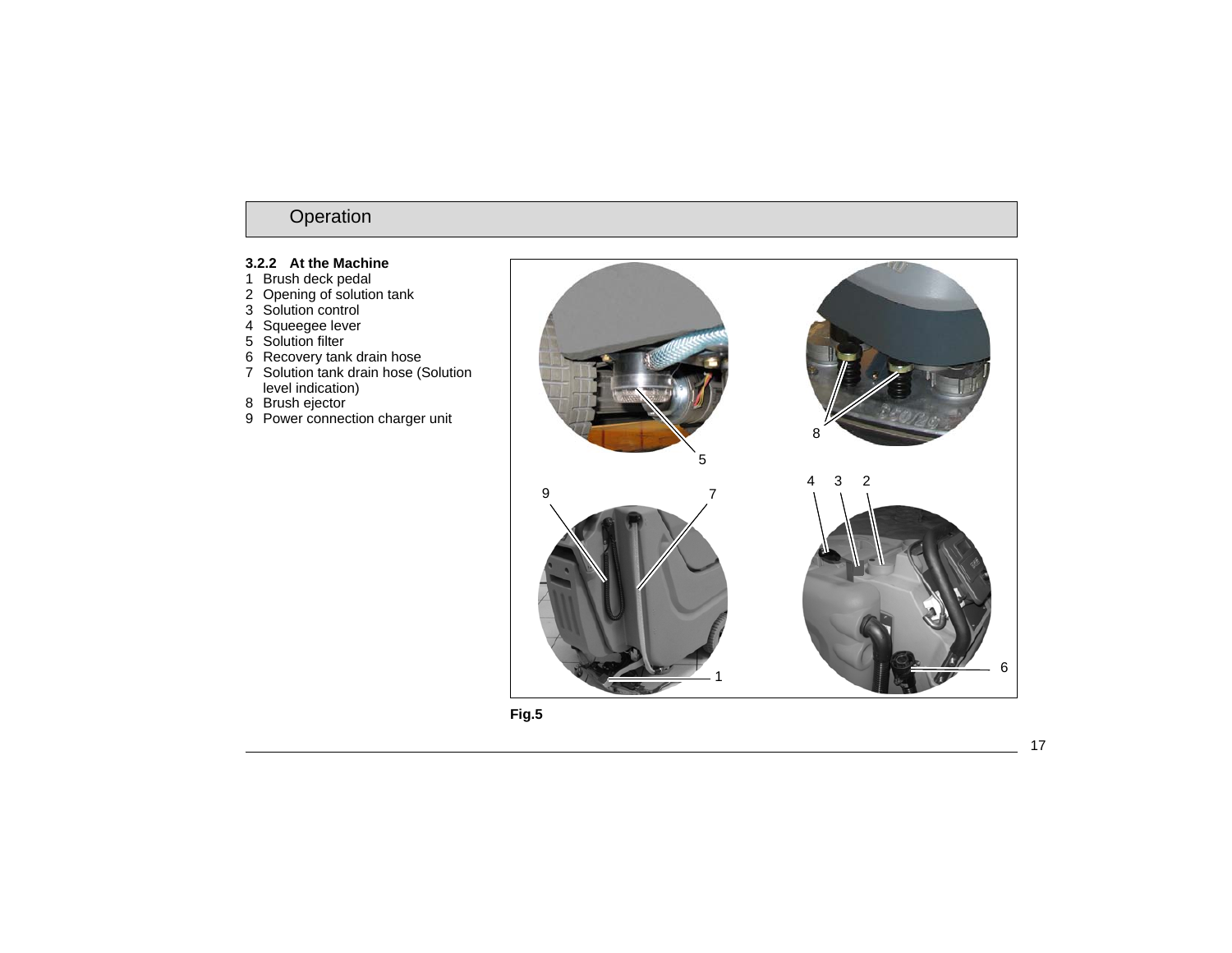# Operation

### 3.2.2 At the Machine

1. Brush deck pedal
2. Opening of solution tank
3. Solution control
4. Squeegee lever
5. Solution filter
6. Recovery tank drain hose
7. Solution tank drain hose (Solution level indication)
8. Brush ejector
9. Power connection charger unit

**Fig.5**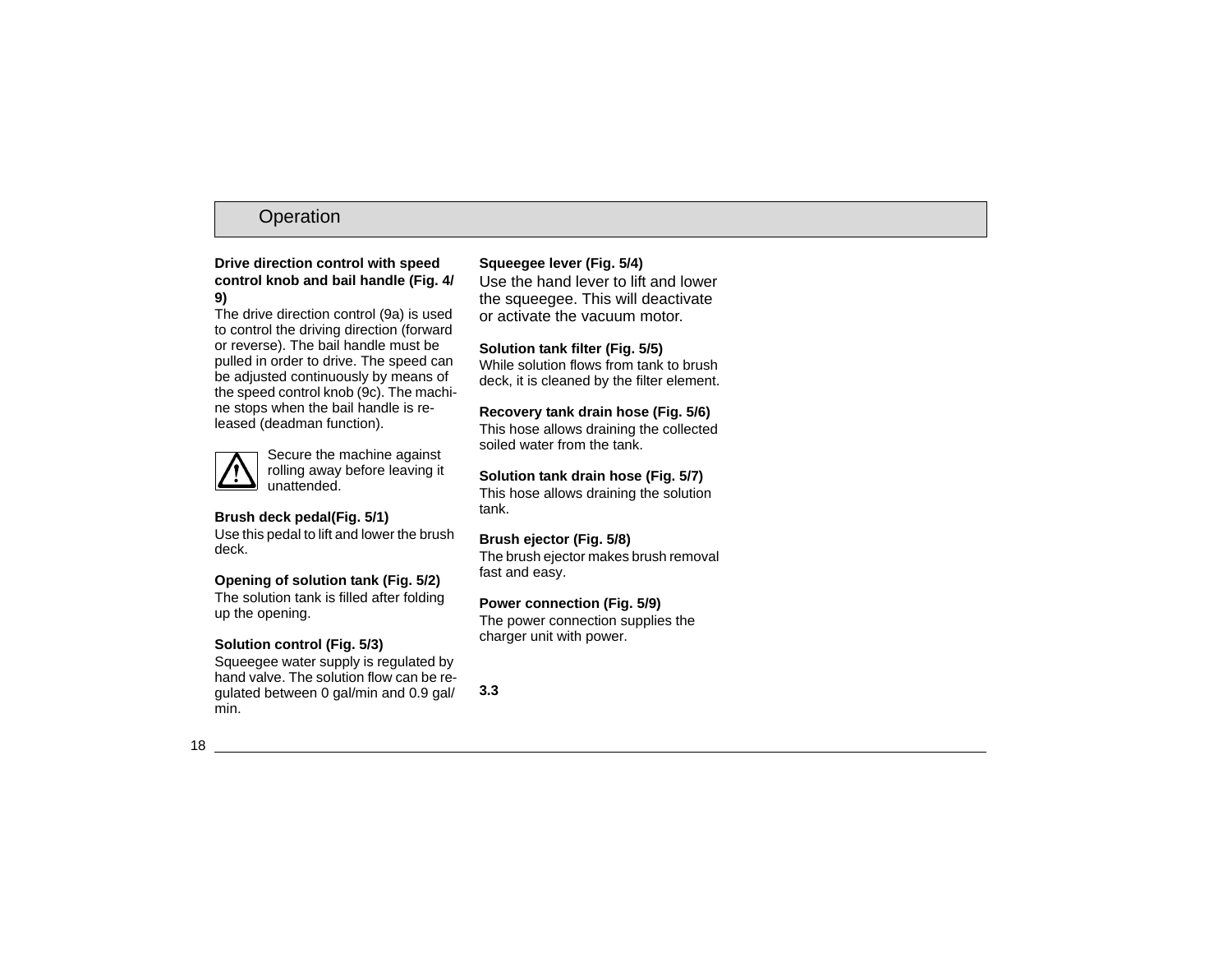## Operation

**Drive direction control with speed control knob and bail handle (Fig. 4/9)**

The drive direction control (9a) is used to control the driving direction (forward or reverse). The bail handle must be pulled in order to drive. The speed can be adjusted continuously by means of the speed control knob (9c). The machine stops when the bail handle is released (deadman function).

⚠ Secure the machine against rolling away before leaving it unattended.

**Brush deck pedal(Fig. 5/1)**

Use this pedal to lift and lower the brush deck.

**Opening of solution tank (Fig. 5/2)**

The solution tank is filled after folding up the opening.

**Solution control (Fig. 5/3)**

Squeegee water supply is regulated by hand valve. The solution flow can be regulated between 0 gal/min and 0.9 gal/min.

**Squeegee lever (Fig. 5/4)**

Use the hand lever to lift and lower the squeegee. This will deactivate or activate the vacuum motor.

**Solution tank filter (Fig. 5/5)**

While solution flows from tank to brush deck, it is cleaned by the filter element.

**Recovery tank drain hose (Fig. 5/6)**

This hose allows draining the collected soiled water from the tank.

**Solution tank drain hose (Fig. 5/7)**

This hose allows draining the solution tank.

**Brush ejector (Fig. 5/8)**

The brush ejector makes brush removal fast and easy.

**Power connection (Fig. 5/9)**

The power connection supplies the charger unit with power.

**3.3**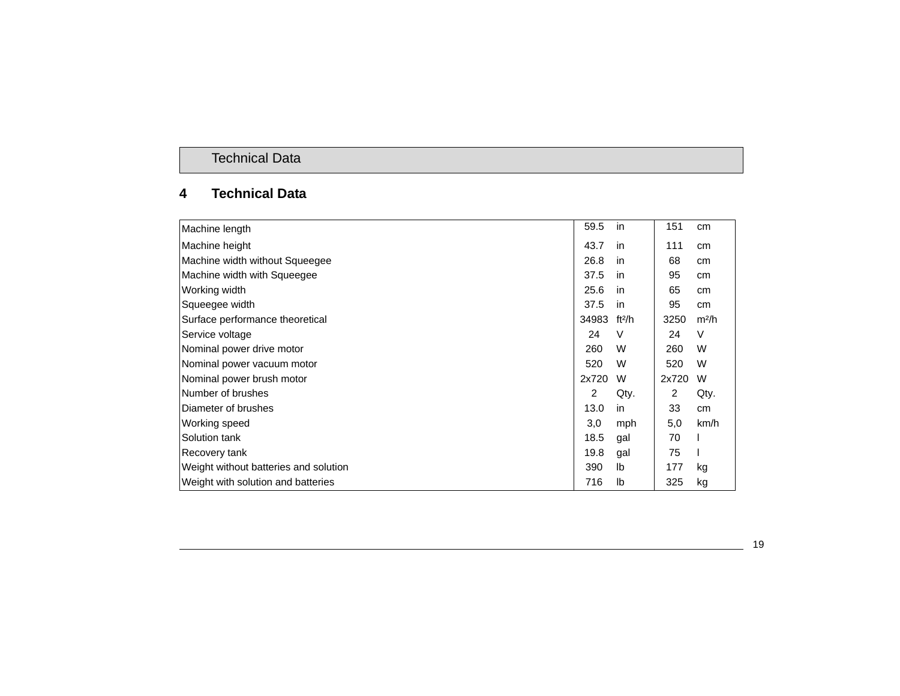# 4 Technical Data

| | | | | |
|---|---|---|---|---|
| Machine length | 59.5 | in | 151 | cm |
| Machine height | 43.7 | in | 111 | cm |
| Machine width without Squeegee | 26.8 | in | 68 | cm |
| Machine width with Squeegee | 37.5 | in | 95 | cm |
| Working width | 25.6 | in | 65 | cm |
| Squeegee width | 37.5 | in | 95 | cm |
| Surface performance theoretical | 34983 | $ft^2/h$ | 3250 | $m^2/h$ |
| Service voltage | 24 | V | 24 | V |
| Nominal power drive motor | 260 | W | 260 | W |
| Nominal power vacuum motor | 520 | W | 520 | W |
| Nominal power brush motor | 2x720 | W | 2x720 | W |
| Number of brushes | 2 | Qty. | 2 | Qty. |
| Diameter of brushes | 13.0 | in | 33 | cm |
| Working speed | 3,0 | mph | 5,0 | km/h |
| Solution tank | 18.5 | gal | 70 | l |
| Recovery tank | 19.8 | gal | 75 | l |
| Weight without batteries and solution | 390 | lb | 177 | kg |
| Weight with solution and batteries | 716 | lb | 325 | kg |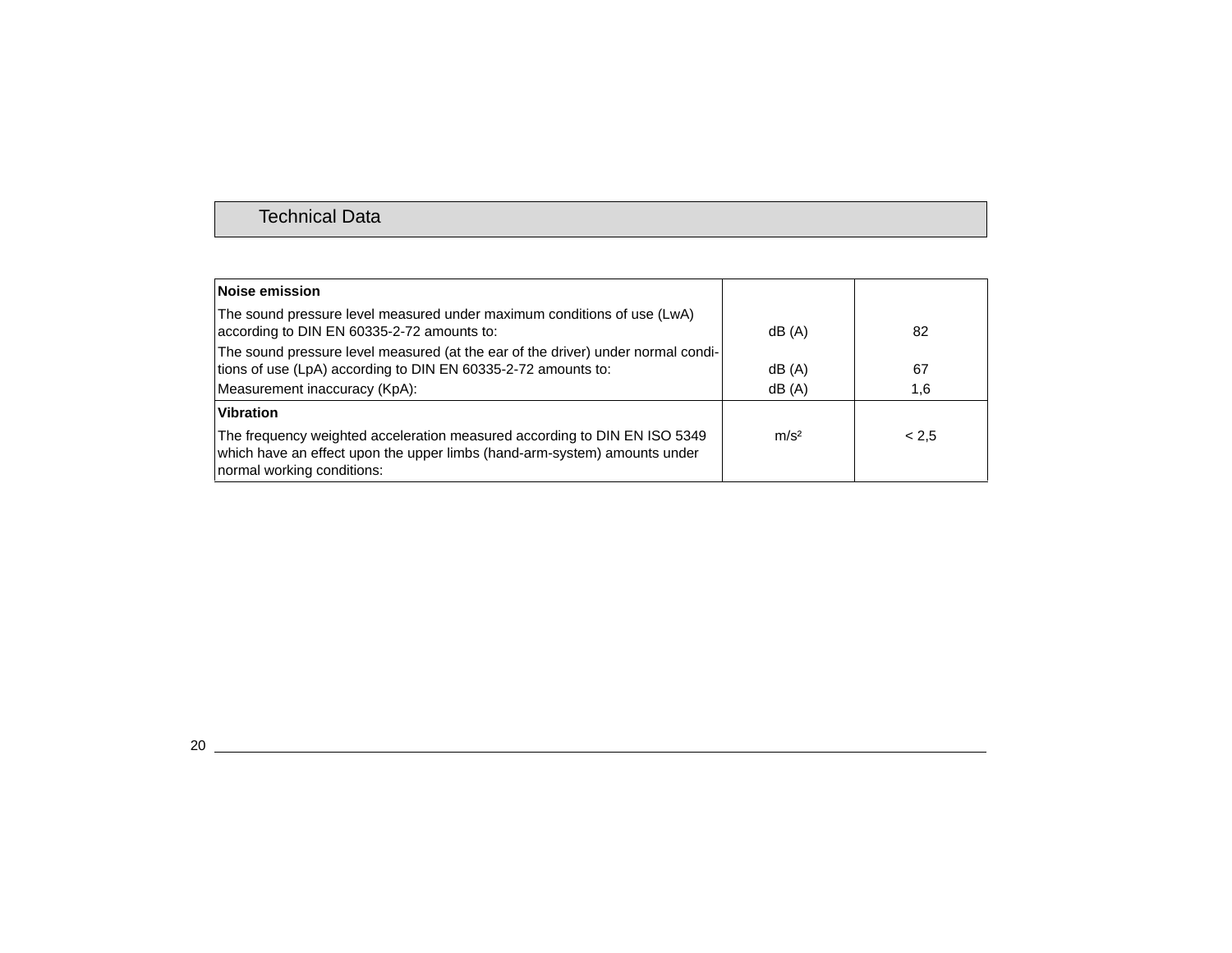## Technical Data

| Noise emission | | |
|---|---|---|
| The sound pressure level measured under maximum conditions of use (LwA) according to DIN EN 60335-2-72 amounts to: | dB (A) | 82 |
| The sound pressure level measured (at the ear of the driver) under normal conditions of use (LpA) according to DIN EN 60335-2-72 amounts to: | dB (A) | 67 |
| Measurement inaccuracy (KpA): | dB (A) | 1,6 |
| **Vibration** | | |
| The frequency weighted acceleration measured according to DIN EN ISO 5349 which have an effect upon the upper limbs (hand-arm-system) amounts under normal working conditions: | $m/s^2$ | < 2,5 |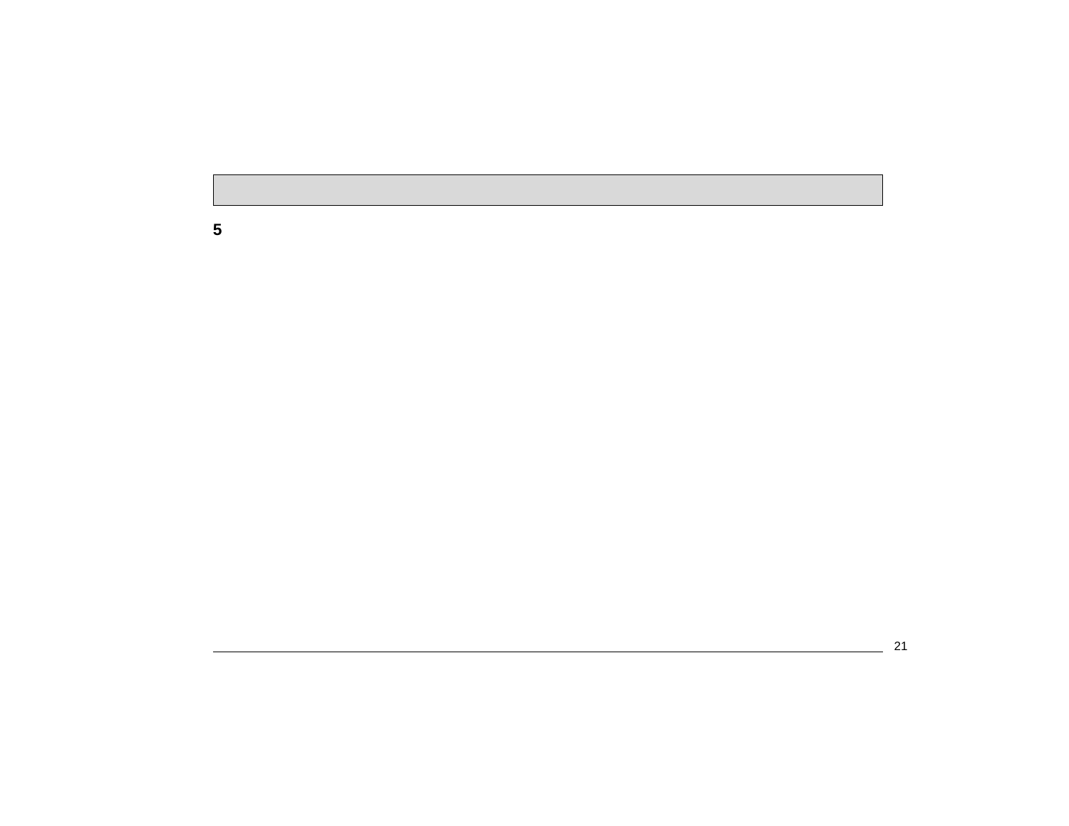**5**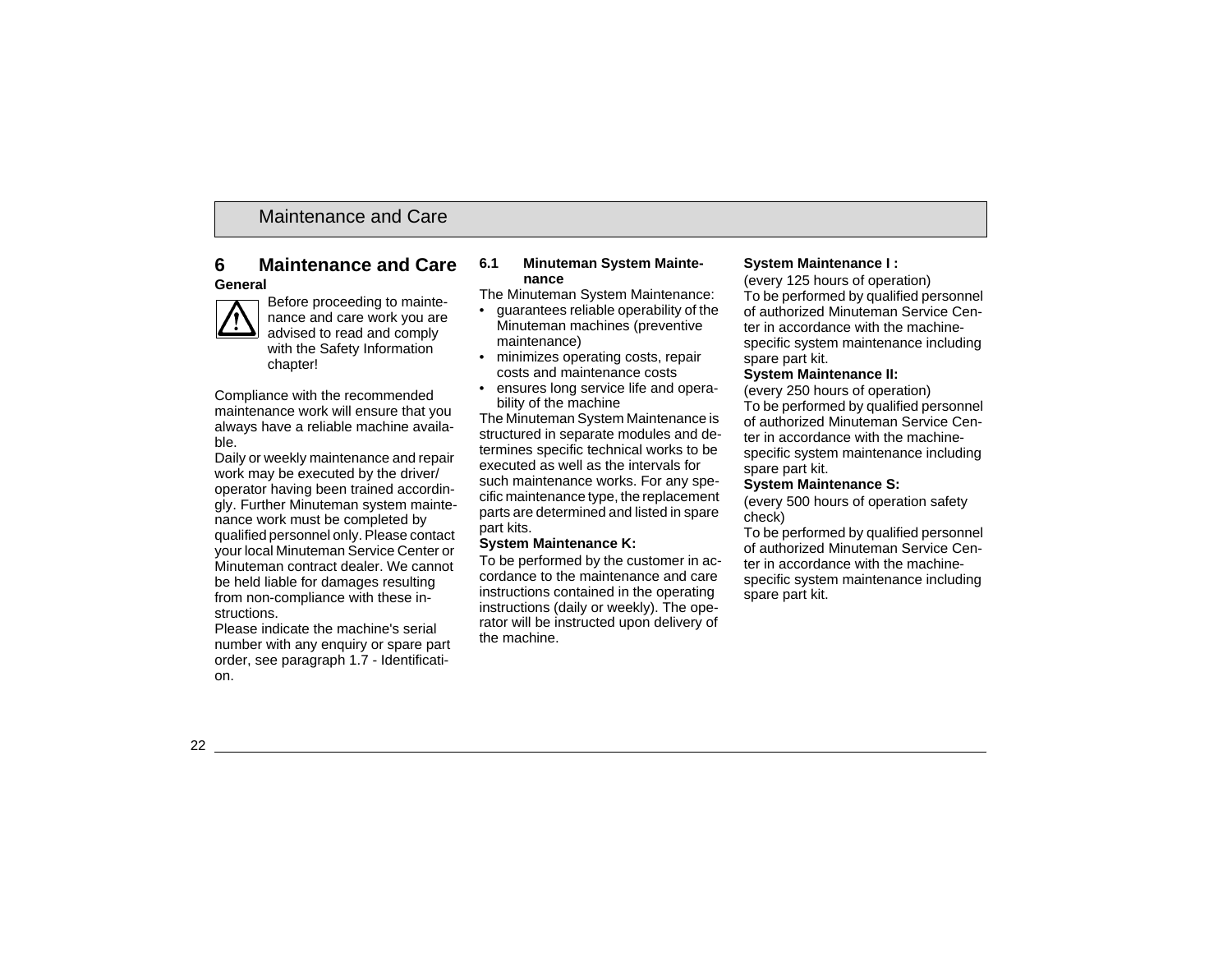# 6 Maintenance and Care

**General**

Before proceeding to maintenance and care work you are advised to read and comply with the Safety Information chapter!

Compliance with the recommended maintenance work will ensure that you always have a reliable machine available.

Daily or weekly maintenance and repair work may be executed by the driver/ operator having been trained accordingly. Further Minuteman system maintenance work must be completed by qualified personnel only. Please contact your local Minuteman Service Center or Minuteman contract dealer. We cannot be held liable for damages resulting from non-compliance with these instructions.

Please indicate the machine's serial number with any enquiry or spare part order, see paragraph 1.7 - Identification.

## 6.1 Minuteman System Maintenance

The Minuteman System Maintenance:

- guarantees reliable operability of the Minuteman machines (preventive maintenance)
- minimizes operating costs, repair costs and maintenance costs
- ensures long service life and operability of the machine

The Minuteman System Maintenance is structured in separate modules and determines specific technical works to be executed as well as the intervals for such maintenance works. For any specific maintenance type, the replacement parts are determined and listed in spare part kits.

**System Maintenance K:**

To be performed by the customer in accordance to the maintenance and care instructions contained in the operating instructions (daily or weekly). The operator will be instructed upon delivery of the machine.

**System Maintenance I :**

(every 125 hours of operation)
To be performed by qualified personnel of authorized Minuteman Service Center in accordance with the machine-specific system maintenance including spare part kit.

**System Maintenance II:**

(every 250 hours of operation)
To be performed by qualified personnel of authorized Minuteman Service Center in accordance with the machine-specific system maintenance including spare part kit.

**System Maintenance S:**

(every 500 hours of operation safety check)
To be performed by qualified personnel of authorized Minuteman Service Center in accordance with the machine-specific system maintenance including spare part kit.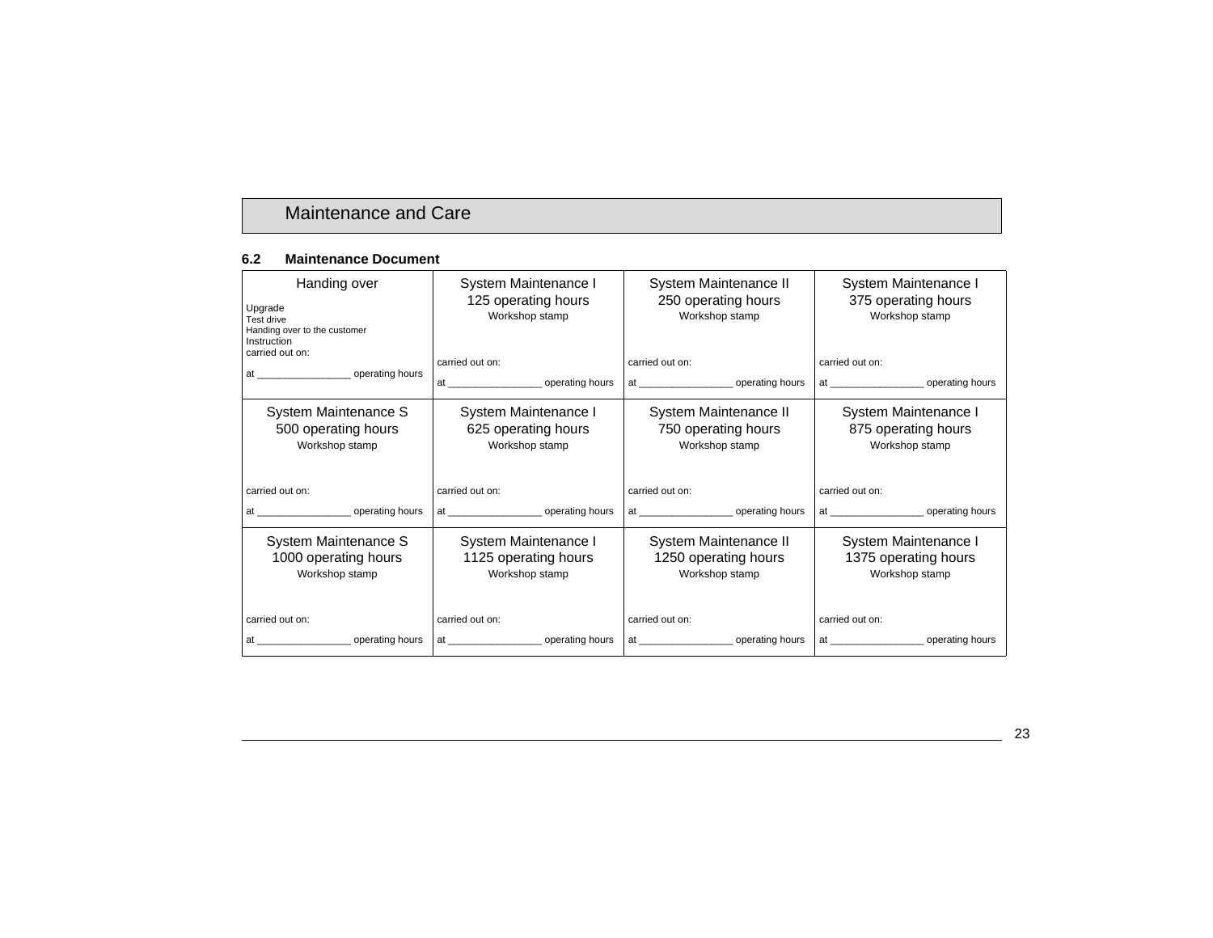# Maintenance and Care

## 6.2 Maintenance Document

| Handing over | System Maintenance I | System Maintenance II | System Maintenance I |
|---|---|---|---|
| Upgrade<br>Test drive<br>Handing over to the customer<br>Instruction<br>carried out on:<br><br>at ________________ operating hours | 125 operating hours<br>Workshop stamp<br><br>carried out on:<br><br>at ________________ operating hours | 250 operating hours<br>Workshop stamp<br><br>carried out on:<br><br>at ________________ operating hours | 375 operating hours<br>Workshop stamp<br><br>carried out on:<br><br>at ________________ operating hours |
| **System Maintenance S**<br>500 operating hours<br>Workshop stamp<br><br>carried out on:<br><br>at ________________ operating hours | **System Maintenance I**<br>625 operating hours<br>Workshop stamp<br><br>carried out on:<br><br>at ________________ operating hours | **System Maintenance II**<br>750 operating hours<br>Workshop stamp<br><br>carried out on:<br><br>at ________________ operating hours | **System Maintenance I**<br>875 operating hours<br>Workshop stamp<br><br>carried out on:<br><br>at ________________ operating hours |
| **System Maintenance S**<br>1000 operating hours<br>Workshop stamp<br><br>carried out on:<br><br>at ________________ operating hours | **System Maintenance I**<br>1125 operating hours<br>Workshop stamp<br><br>carried out on:<br><br>at ________________ operating hours | **System Maintenance II**<br>1250 operating hours<br>Workshop stamp<br><br>carried out on:<br><br>at ________________ operating hours | **System Maintenance I**<br>1375 operating hours<br>Workshop stamp<br><br>carried out on:<br><br>at ________________ operating hours |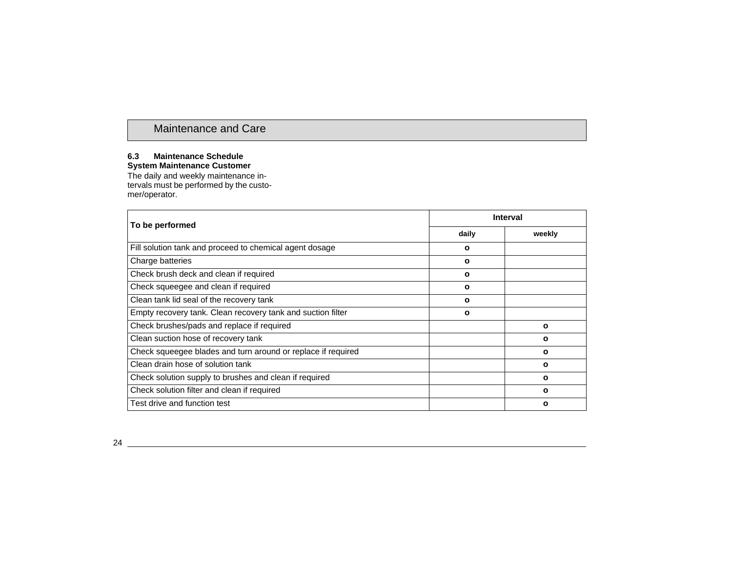# Maintenance and Care

### 6.3 Maintenance Schedule

**System Maintenance Customer**

The daily and weekly maintenance intervals must be performed by the customer/operator.

| To be performed | Interval | |
|---|---|---|
| | **daily** | **weekly** |
| Fill solution tank and proceed to chemical agent dosage | o | |
| Charge batteries | o | |
| Check brush deck and clean if required | o | |
| Check squeegee and clean if required | o | |
| Clean tank lid seal of the recovery tank | o | |
| Empty recovery tank. Clean recovery tank and suction filter | o | |
| Check brushes/pads and replace if required | | o |
| Clean suction hose of recovery tank | | o |
| Check squeegee blades and turn around or replace if required | | o |
| Clean drain hose of solution tank | | o |
| Check solution supply to brushes and clean if required | | o |
| Check solution filter and clean if required | | o |
| Test drive and function test | | o |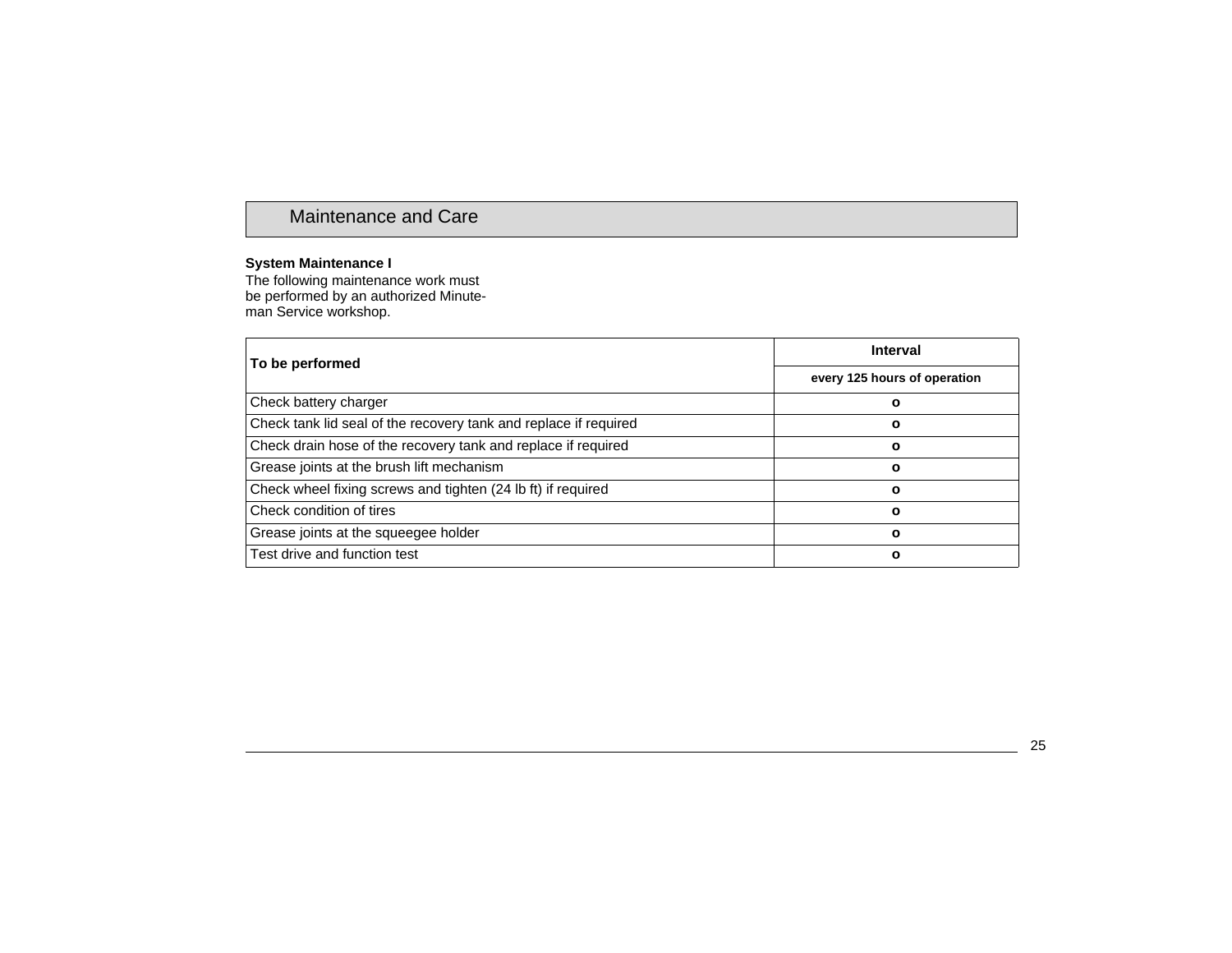## Maintenance and Care

**System Maintenance I**
The following maintenance work must be performed by an authorized Minute-man Service workshop.

| To be performed | Interval |
|---|---|
| | **every 125 hours of operation** |
| Check battery charger | **o** |
| Check tank lid seal of the recovery tank and replace if required | **o** |
| Check drain hose of the recovery tank and replace if required | **o** |
| Grease joints at the brush lift mechanism | **o** |
| Check wheel fixing screws and tighten (24 lb ft) if required | **o** |
| Check condition of tires | **o** |
| Grease joints at the squeegee holder | **o** |
| Test drive and function test | **o** |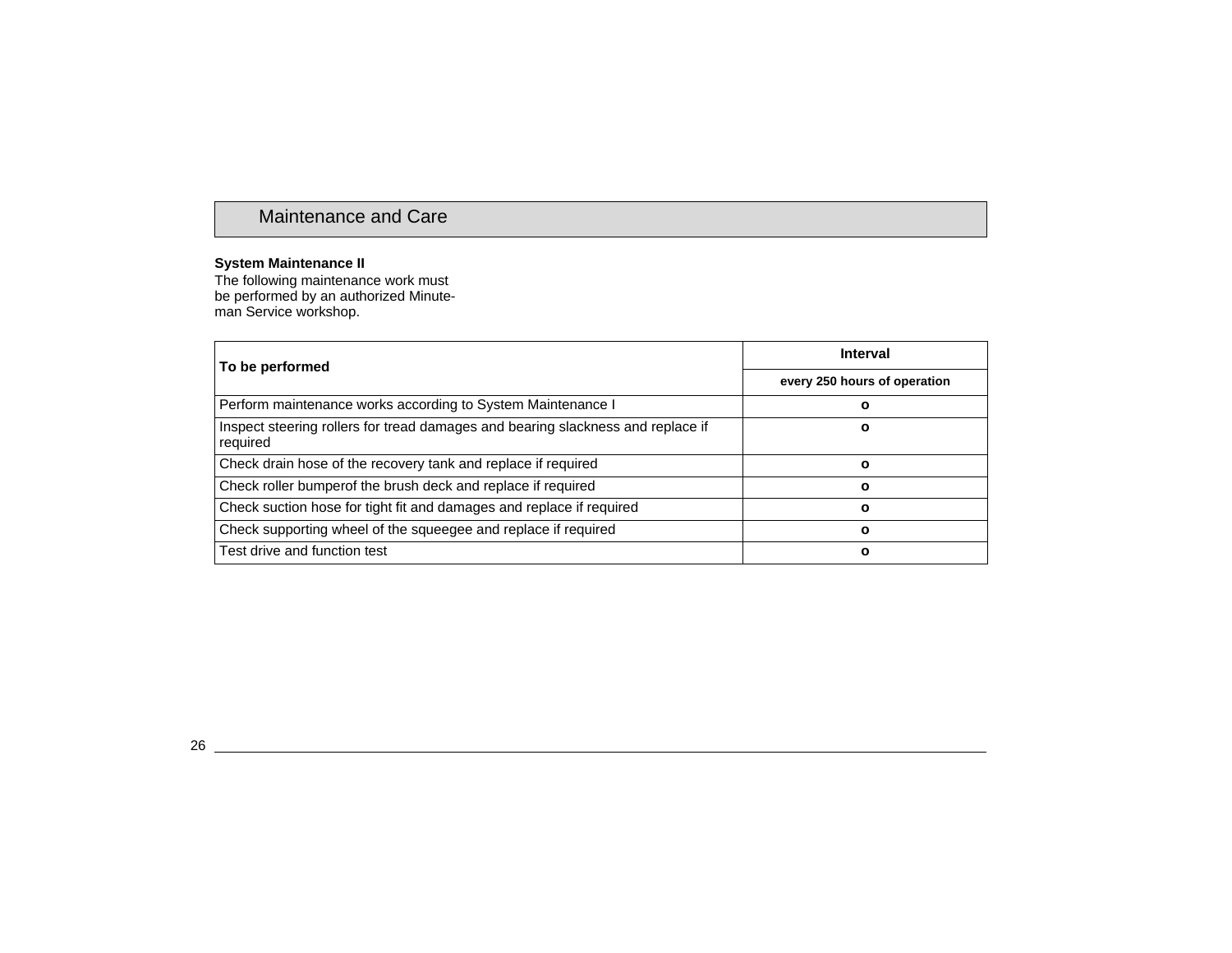# Maintenance and Care

**System Maintenance II**

The following maintenance work must be performed by an authorized Minuteman Service workshop.

| To be performed | Interval |
|---|---|
| | every 250 hours of operation |
| Perform maintenance works according to System Maintenance I | o |
| Inspect steering rollers for tread damages and bearing slackness and replace if required | o |
| Check drain hose of the recovery tank and replace if required | o |
| Check roller bumperof the brush deck and replace if required | o |
| Check suction hose for tight fit and damages and replace if required | o |
| Check supporting wheel of the squeegee and replace if required | o |
| Test drive and function test | o |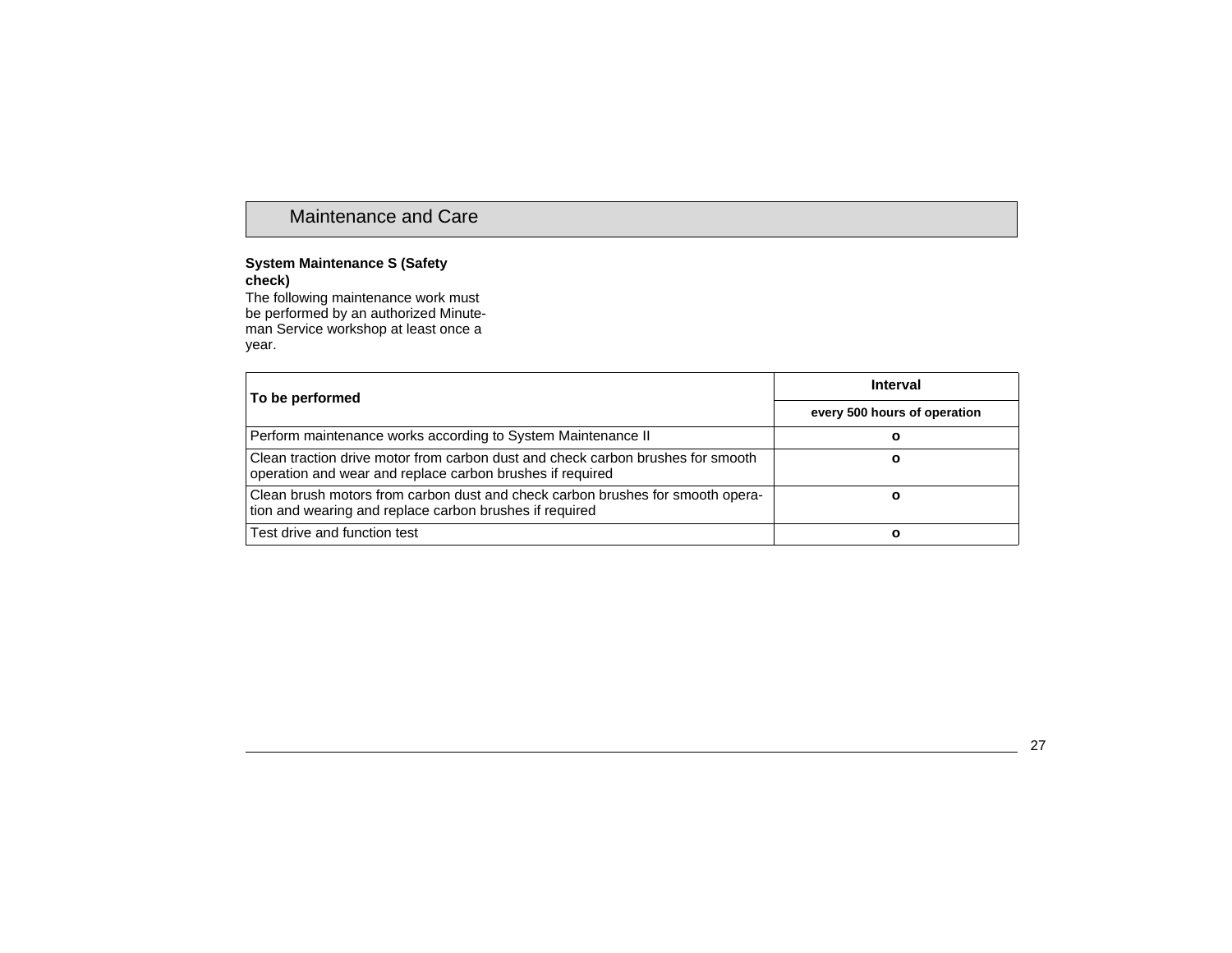# Maintenance and Care

**System Maintenance S (Safety check)**

The following maintenance work must be performed by an authorized Minuteman Service workshop at least once a year.

| To be performed | Interval |
|---|---|
| | every 500 hours of operation |
| Perform maintenance works according to System Maintenance II | o |
| Clean traction drive motor from carbon dust and check carbon brushes for smooth operation and wear and replace carbon brushes if required | o |
| Clean brush motors from carbon dust and check carbon brushes for smooth operation and wearing and replace carbon brushes if required | o |
| Test drive and function test | o |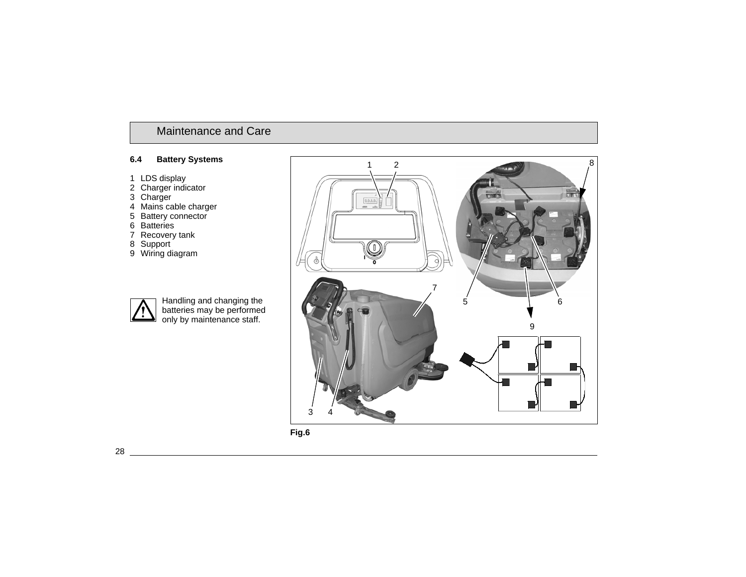## 6.4 Battery Systems

1 LDS display
2 Charger indicator
3 Charger
4 Mains cable charger
5 Battery connector
6 Batteries
7 Recovery tank
8 Support
9 Wiring diagram

⚠ Handling and changing the batteries may be performed only by maintenance staff.

**Fig.6**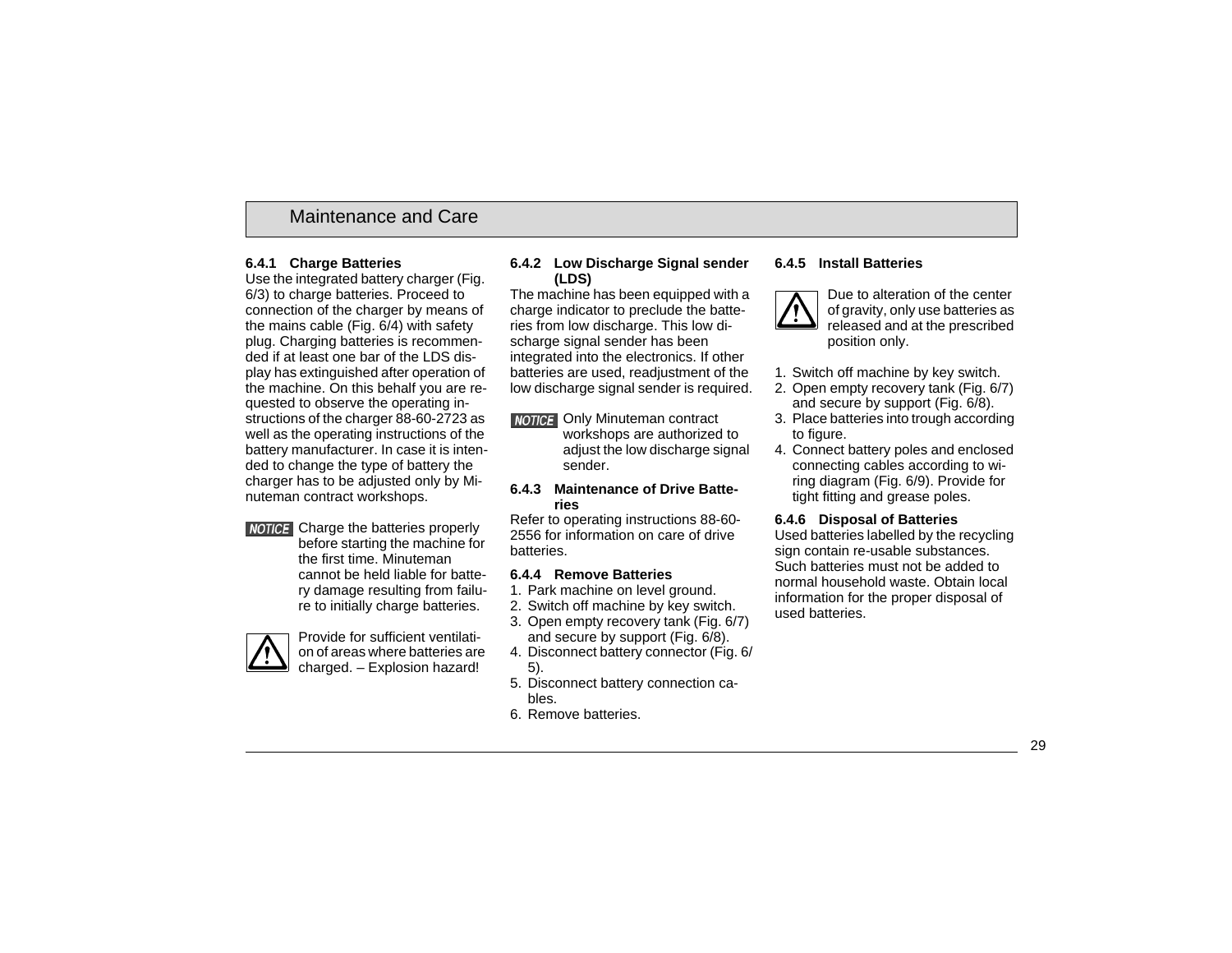# Maintenance and Care

### 6.4.1 Charge Batteries

Use the integrated battery charger (Fig. 6/3) to charge batteries. Proceed to connection of the charger by means of the mains cable (Fig. 6/4) with safety plug. Charging batteries is recommended if at least one bar of the LDS display has extinguished after operation of the machine. On this behalf you are requested to observe the operating instructions of the charger 88-60-2723 as well as the operating instructions of the battery manufacturer. In case it is intended to change the type of battery the charger has to be adjusted only by Minuteman contract workshops.

**NOTICE** Charge the batteries properly before starting the machine for the first time. Minuteman cannot be held liable for battery damage resulting from failure to initially charge batteries.

⚠ Provide for sufficient ventilation of areas where batteries are charged. – Explosion hazard!

### 6.4.2 Low Discharge Signal sender (LDS)

The machine has been equipped with a charge indicator to preclude the batteries from low discharge. This low discharge signal sender has been integrated into the electronics. If other batteries are used, readjustment of the low discharge signal sender is required.

**NOTICE** Only Minuteman contract workshops are authorized to adjust the low discharge signal sender.

### 6.4.3 Maintenance of Drive Batteries

Refer to operating instructions 88-60-2556 for information on care of drive batteries.

### 6.4.4 Remove Batteries

1. Park machine on level ground.
2. Switch off machine by key switch.
3. Open empty recovery tank (Fig. 6/7) and secure by support (Fig. 6/8).
4. Disconnect battery connector (Fig. 6/5).
5. Disconnect battery connection cables.
6. Remove batteries.

### 6.4.5 Install Batteries

⚠ Due to alteration of the center of gravity, only use batteries as released and at the prescribed position only.

1. Switch off machine by key switch.
2. Open empty recovery tank (Fig. 6/7) and secure by support (Fig. 6/8).
3. Place batteries into trough according to figure.
4. Connect battery poles and enclosed connecting cables according to wiring diagram (Fig. 6/9). Provide for tight fitting and grease poles.

### 6.4.6 Disposal of Batteries

Used batteries labelled by the recycling sign contain re-usable substances. Such batteries must not be added to normal household waste. Obtain local information for the proper disposal of used batteries.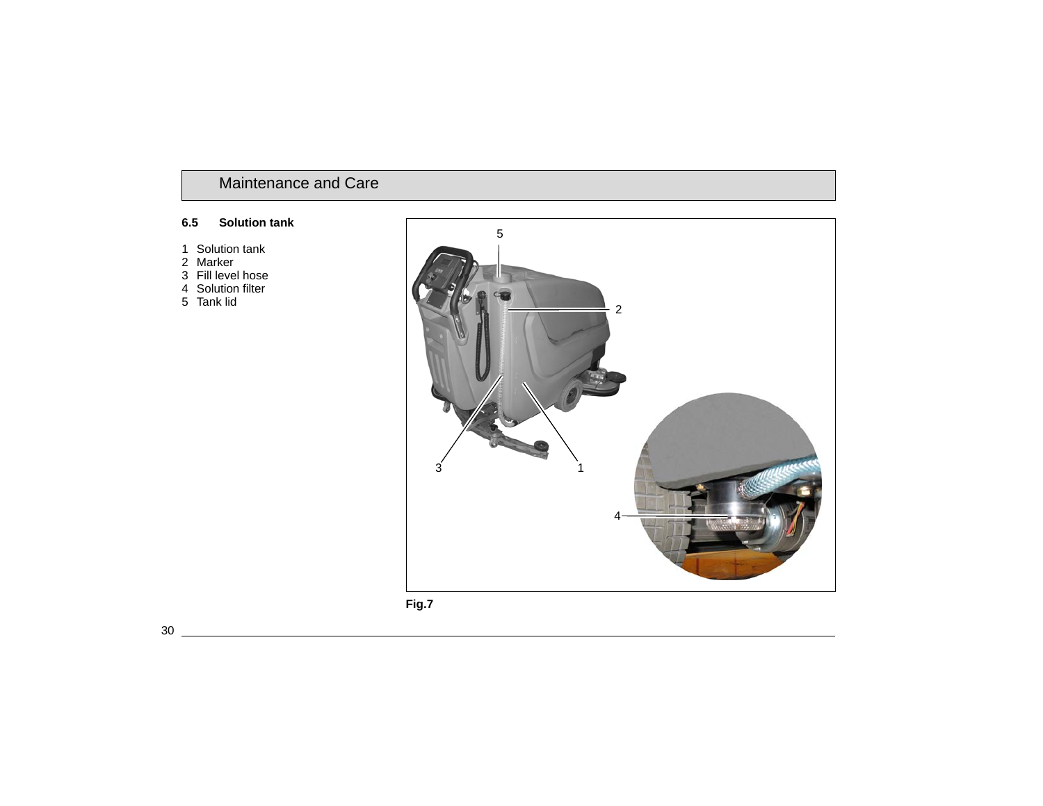## 6.5 Solution tank

1 Solution tank
2 Marker
3 Fill level hose
4 Solution filter
5 Tank lid

**Fig.7**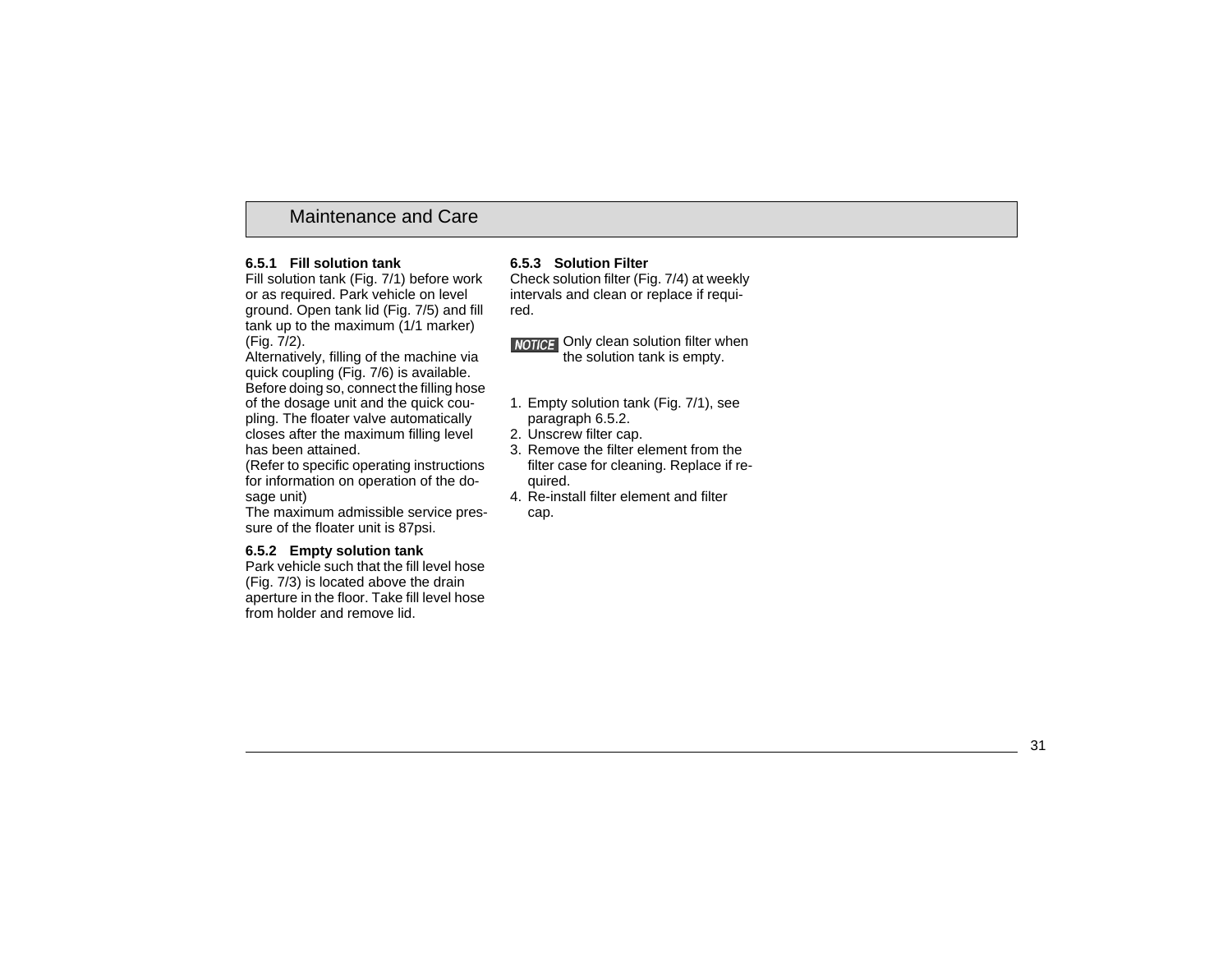# Maintenance and Care

### 6.5.1 Fill solution tank

Fill solution tank (Fig. 7/1) before work or as required. Park vehicle on level ground. Open tank lid (Fig. 7/5) and fill tank up to the maximum (1/1 marker) (Fig. 7/2).

Alternatively, filling of the machine via quick coupling (Fig. 7/6) is available. Before doing so, connect the filling hose of the dosage unit and the quick coupling. The floater valve automatically closes after the maximum filling level has been attained.

(Refer to specific operating instructions for information on operation of the dosage unit)

The maximum admissible service pressure of the floater unit is 87psi.

### 6.5.2 Empty solution tank

Park vehicle such that the fill level hose (Fig. 7/3) is located above the drain aperture in the floor. Take fill level hose from holder and remove lid.

### 6.5.3 Solution Filter

Check solution filter (Fig. 7/4) at weekly intervals and clean or replace if required.

**NOTICE** Only clean solution filter when the solution tank is empty.

1. Empty solution tank (Fig. 7/1), see paragraph 6.5.2.
2. Unscrew filter cap.
3. Remove the filter element from the filter case for cleaning. Replace if required.
4. Re-install filter element and filter cap.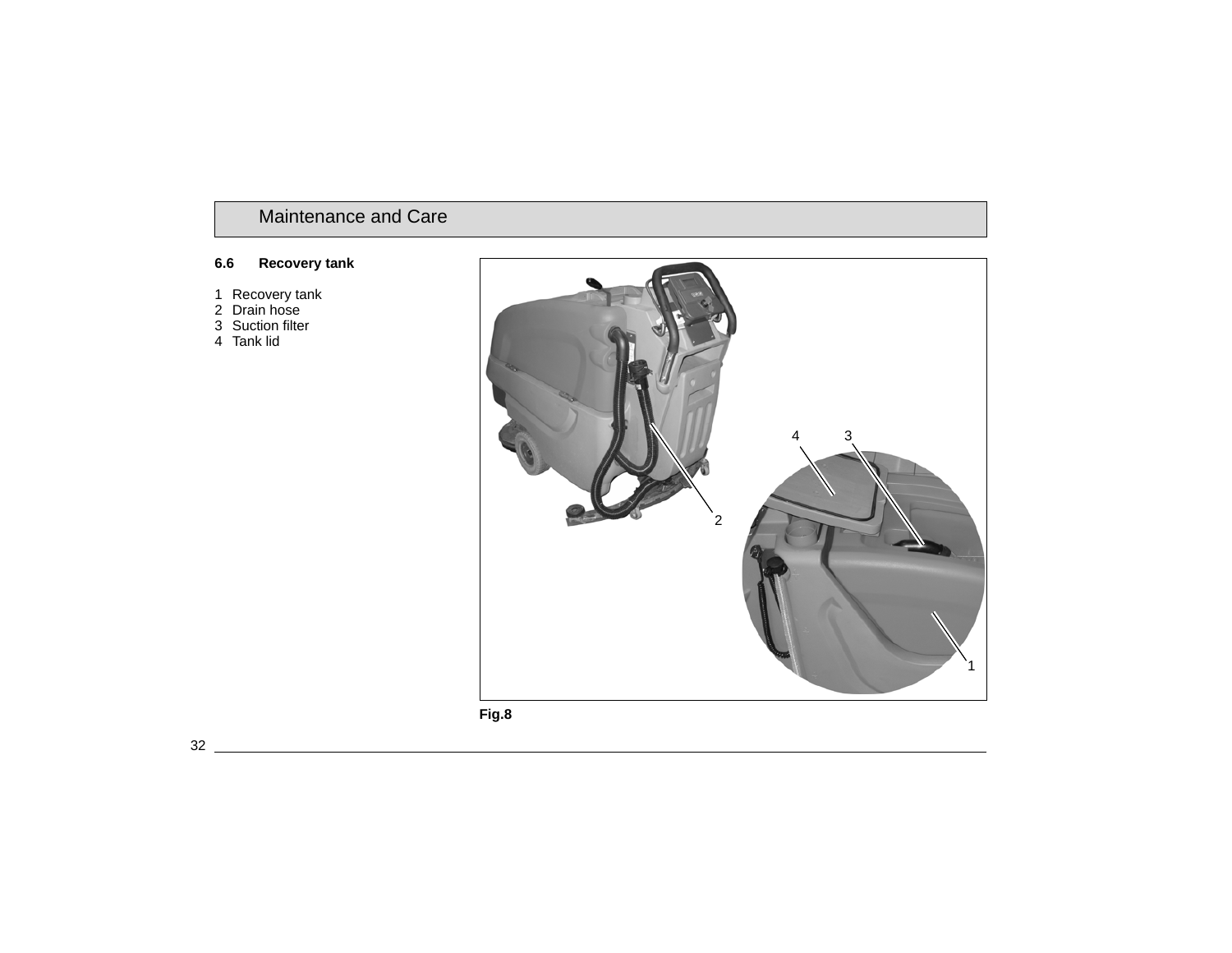## 6.6 Recovery tank

1 Recovery tank
2 Drain hose
3 Suction filter
4 Tank lid

Fig.8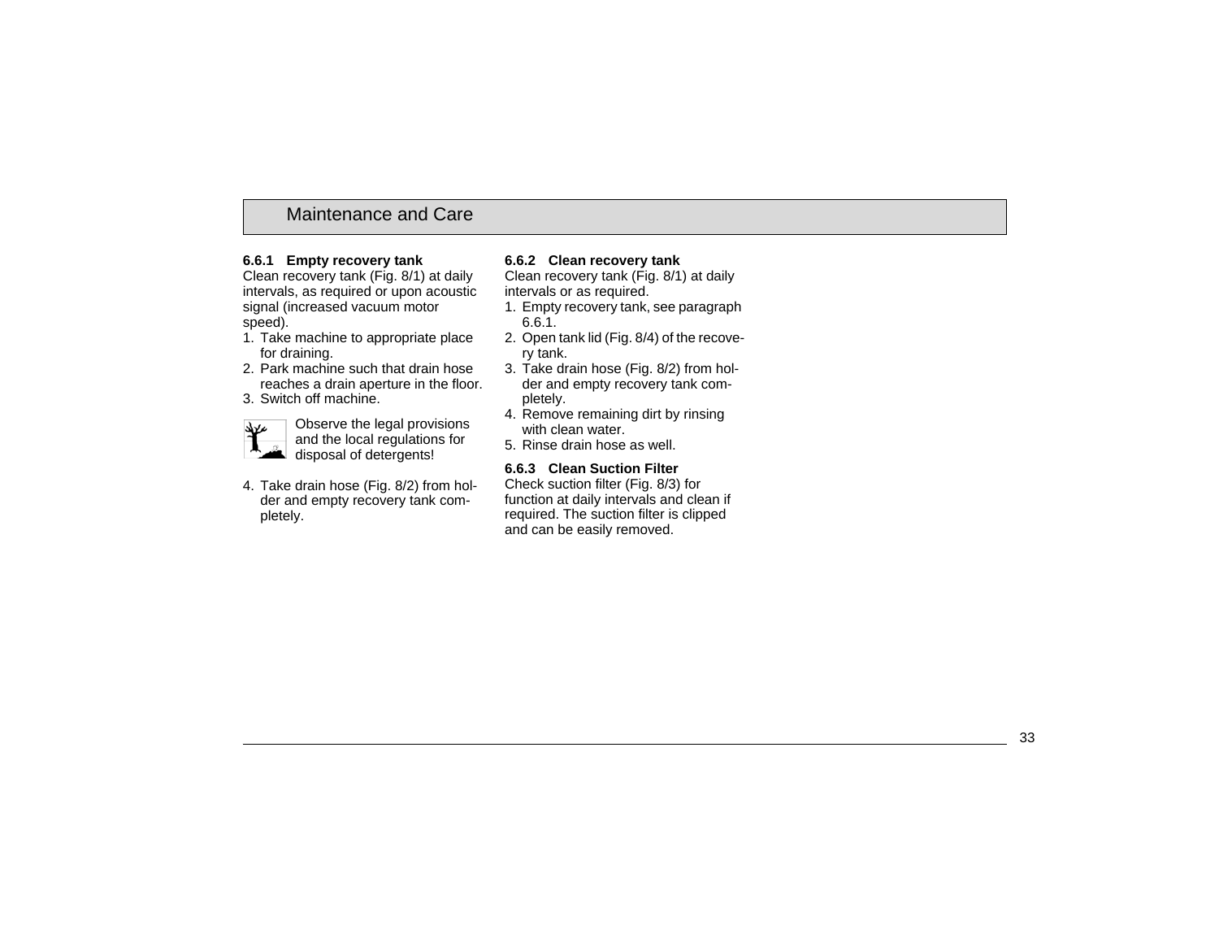## Maintenance and Care

### 6.6.1 Empty recovery tank

Clean recovery tank (Fig. 8/1) at daily intervals, as required or upon acoustic signal (increased vacuum motor speed).

1. Take machine to appropriate place for draining.
2. Park machine such that drain hose reaches a drain aperture in the floor.
3. Switch off machine.

Observe the legal provisions and the local regulations for disposal of detergents!

4. Take drain hose (Fig. 8/2) from holder and empty recovery tank completely.

### 6.6.2 Clean recovery tank

Clean recovery tank (Fig. 8/1) at daily intervals or as required.

1. Empty recovery tank, see paragraph 6.6.1.
2. Open tank lid (Fig. 8/4) of the recovery tank.
3. Take drain hose (Fig. 8/2) from holder and empty recovery tank completely.
4. Remove remaining dirt by rinsing with clean water.
5. Rinse drain hose as well.

### 6.6.3 Clean Suction Filter

Check suction filter (Fig. 8/3) for function at daily intervals and clean if required. The suction filter is clipped and can be easily removed.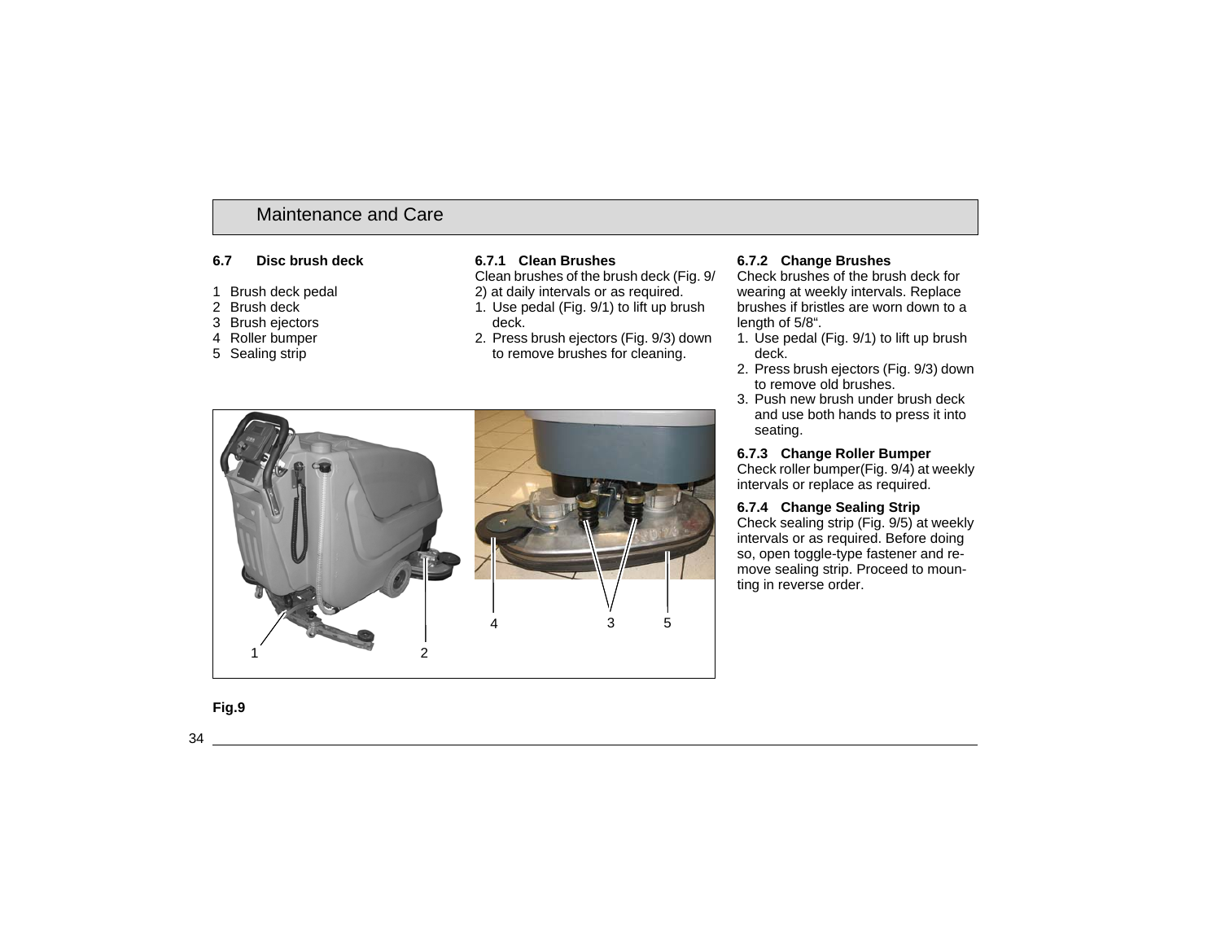# Maintenance and Care

## 6.7 Disc brush deck

1 Brush deck pedal
2 Brush deck
3 Brush ejectors
4 Roller bumper
5 Sealing strip

### 6.7.1 Clean Brushes

Clean brushes of the brush deck (Fig. 9/2) at daily intervals or as required.

1. Use pedal (Fig. 9/1) to lift up brush deck.
2. Press brush ejectors (Fig. 9/3) down to remove brushes for cleaning.

### 6.7.2 Change Brushes

Check brushes of the brush deck for wearing at weekly intervals. Replace brushes if bristles are worn down to a length of 5/8“.

1. Use pedal (Fig. 9/1) to lift up brush deck.
2. Press brush ejectors (Fig. 9/3) down to remove old brushes.
3. Push new brush under brush deck and use both hands to press it into seating.

### 6.7.3 Change Roller Bumper

Check roller bumper(Fig. 9/4) at weekly intervals or replace as required.

### 6.7.4 Change Sealing Strip

Check sealing strip (Fig. 9/5) at weekly intervals or as required. Before doing so, open toggle-type fastener and remove sealing strip. Proceed to mounting in reverse order.

**Fig.9**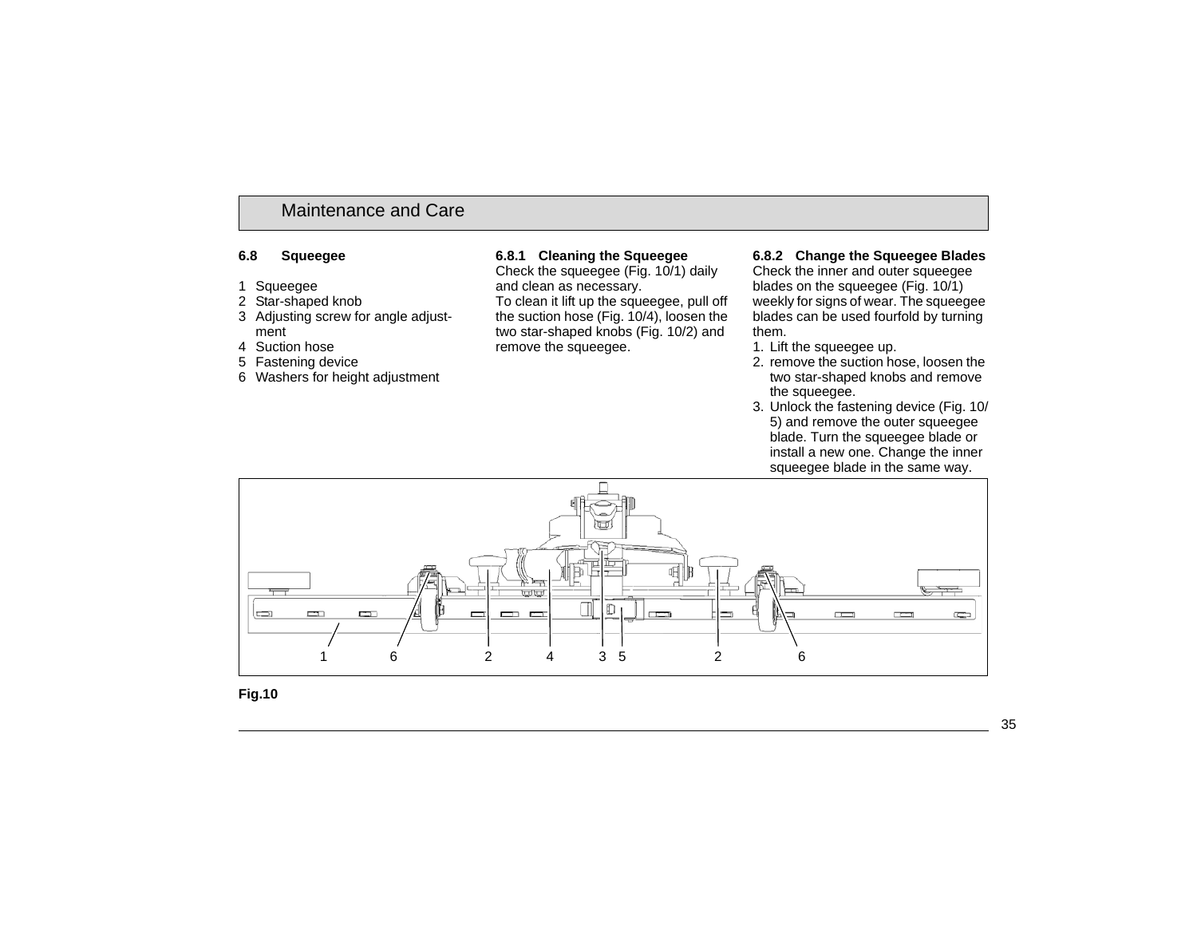## 6.8 Squeegee

1 Squeegee
2 Star-shaped knob
3 Adjusting screw for angle adjustment
4 Suction hose
5 Fastening device
6 Washers for height adjustment

### 6.8.1 Cleaning the Squeegee

Check the squeegee (Fig. 10/1) daily and clean as necessary.
To clean it lift up the squeegee, pull off the suction hose (Fig. 10/4), loosen the two star-shaped knobs (Fig. 10/2) and remove the squeegee.

### 6.8.2 Change the Squeegee Blades

Check the inner and outer squeegee blades on the squeegee (Fig. 10/1) weekly for signs of wear. The squeegee blades can be used fourfold by turning them.

1. Lift the squeegee up.
2. remove the suction hose, loosen the two star-shaped knobs and remove the squeegee.
3. Unlock the fastening device (Fig. 10/5) and remove the outer squeegee blade. Turn the squeegee blade or install a new one. Change the inner squeegee blade in the same way.

**Fig.10**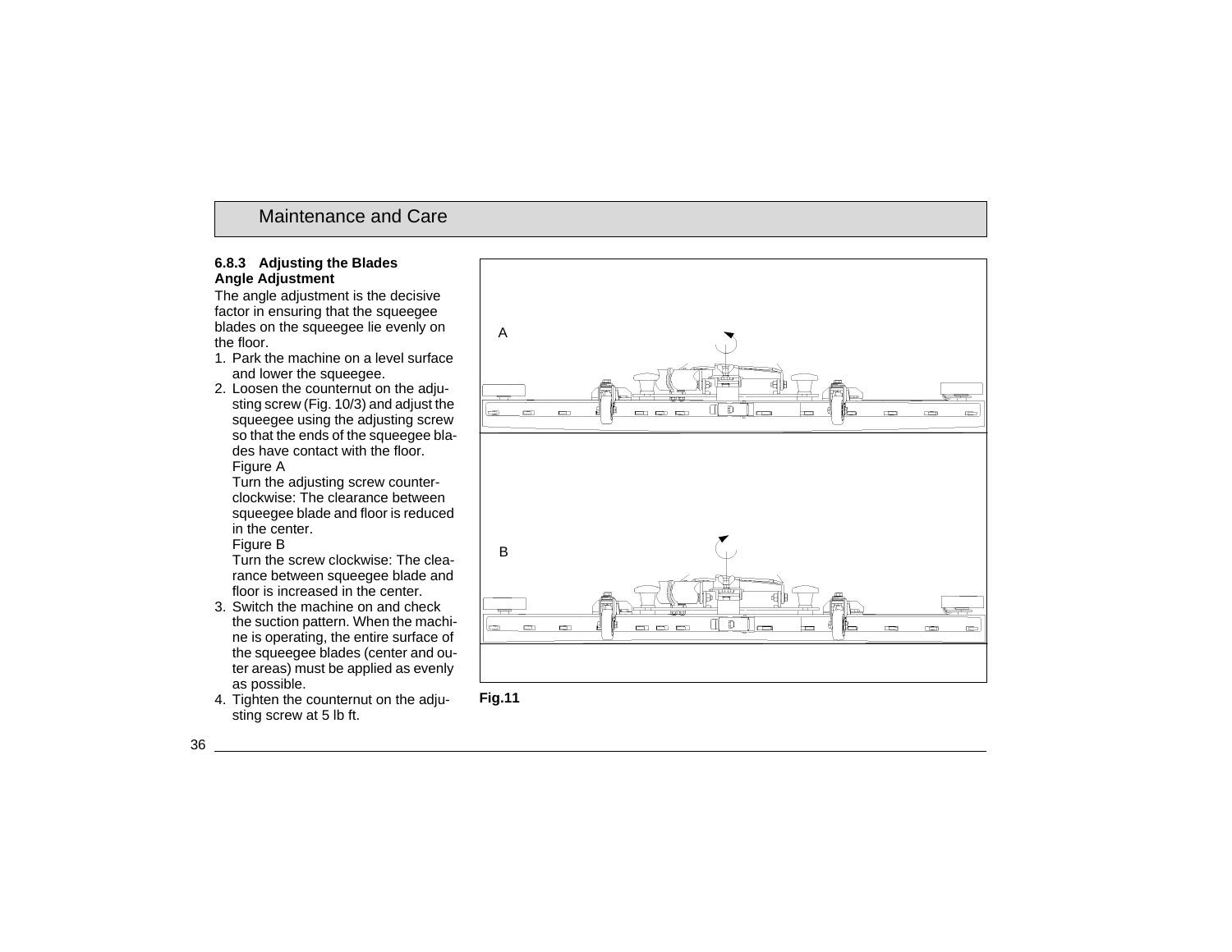## Maintenance and Care

### 6.8.3 Adjusting the Blades

**Angle Adjustment**

The angle adjustment is the decisive factor in ensuring that the squeegee blades on the squeegee lie evenly on the floor.

1. Park the machine on a level surface and lower the squeegee.
2. Loosen the counternut on the adjusting screw (Fig. 10/3) and adjust the squeegee using the adjusting screw so that the ends of the squeegee blades have contact with the floor.
   Figure A
   Turn the adjusting screw counterclockwise: The clearance between squeegee blade and floor is reduced in the center.
   Figure B
   Turn the screw clockwise: The clearance between squeegee blade and floor is increased in the center.
3. Switch the machine on and check the suction pattern. When the machine is operating, the entire surface of the squeegee blades (center and outer areas) must be applied as evenly as possible.
4. Tighten the counternut on the adjusting screw at 5 lb ft.

A

B

**Fig.11**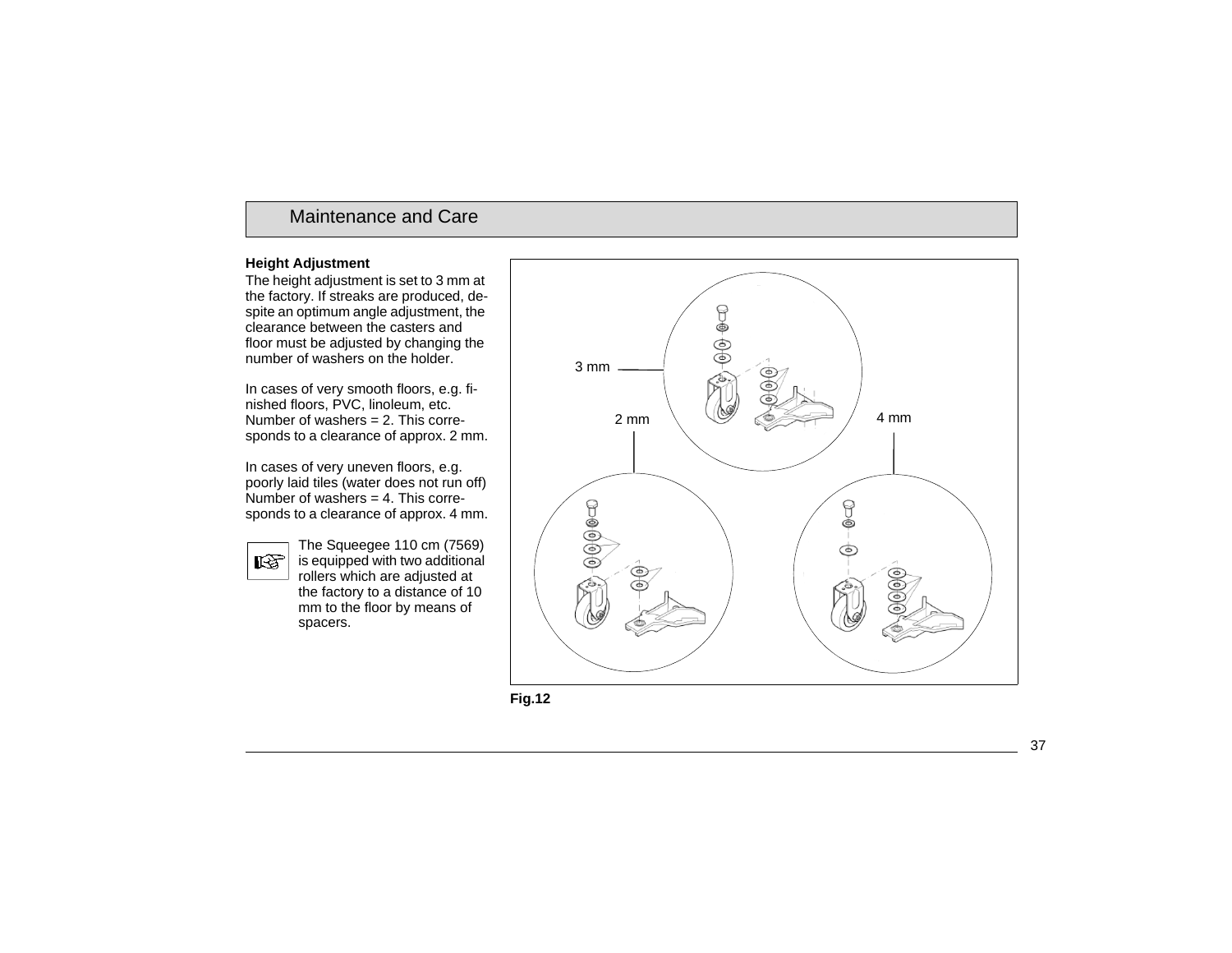## Maintenance and Care

### Height Adjustment

The height adjustment is set to 3 mm at the factory. If streaks are produced, despite an optimum angle adjustment, the clearance between the casters and floor must be adjusted by changing the number of washers on the holder.

In cases of very smooth floors, e.g. finished floors, PVC, linoleum, etc. Number of washers = 2. This corresponds to a clearance of approx. 2 mm.

In cases of very uneven floors, e.g. poorly laid tiles (water does not run off) Number of washers = 4. This corresponds to a clearance of approx. 4 mm.

☞ The Squeegee 110 cm (7569) is equipped with two additional rollers which are adjusted at the factory to a distance of 10 mm to the floor by means of spacers.

3 mm

2 mm

4 mm

**Fig.12**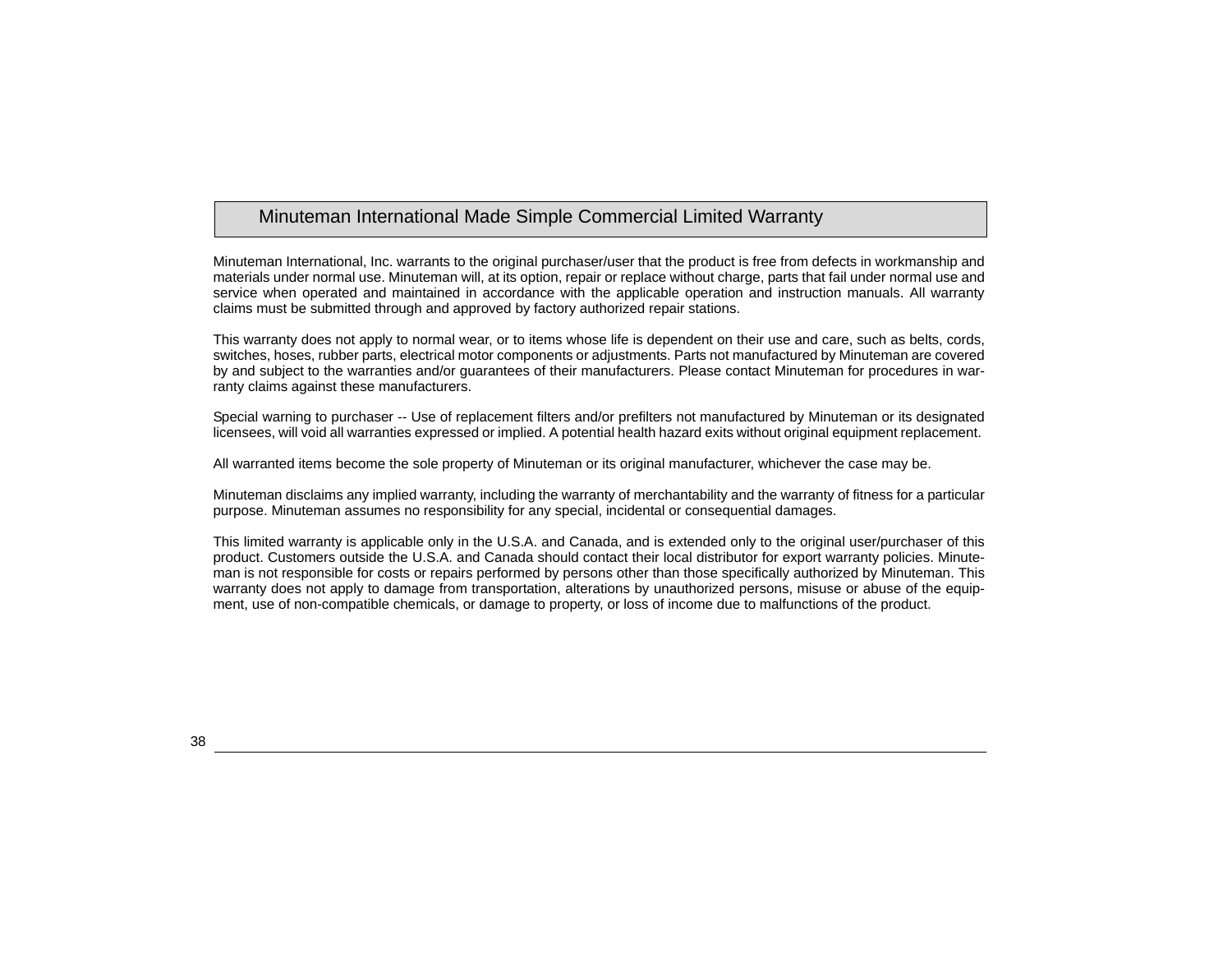## Minuteman International Made Simple Commercial Limited Warranty

Minuteman International, Inc. warrants to the original purchaser/user that the product is free from defects in workmanship and materials under normal use. Minuteman will, at its option, repair or replace without charge, parts that fail under normal use and service when operated and maintained in accordance with the applicable operation and instruction manuals. All warranty claims must be submitted through and approved by factory authorized repair stations.

This warranty does not apply to normal wear, or to items whose life is dependent on their use and care, such as belts, cords, switches, hoses, rubber parts, electrical motor components or adjustments. Parts not manufactured by Minuteman are covered by and subject to the warranties and/or guarantees of their manufacturers. Please contact Minuteman for procedures in warranty claims against these manufacturers.

Special warning to purchaser -- Use of replacement filters and/or prefilters not manufactured by Minuteman or its designated licensees, will void all warranties expressed or implied. A potential health hazard exits without original equipment replacement.

All warranted items become the sole property of Minuteman or its original manufacturer, whichever the case may be.

Minuteman disclaims any implied warranty, including the warranty of merchantability and the warranty of fitness for a particular purpose. Minuteman assumes no responsibility for any special, incidental or consequential damages.

This limited warranty is applicable only in the U.S.A. and Canada, and is extended only to the original user/purchaser of this product. Customers outside the U.S.A. and Canada should contact their local distributor for export warranty policies. Minuteman is not responsible for costs or repairs performed by persons other than those specifically authorized by Minuteman. This warranty does not apply to damage from transportation, alterations by unauthorized persons, misuse or abuse of the equipment, use of non-compatible chemicals, or damage to property, or loss of income due to malfunctions of the product.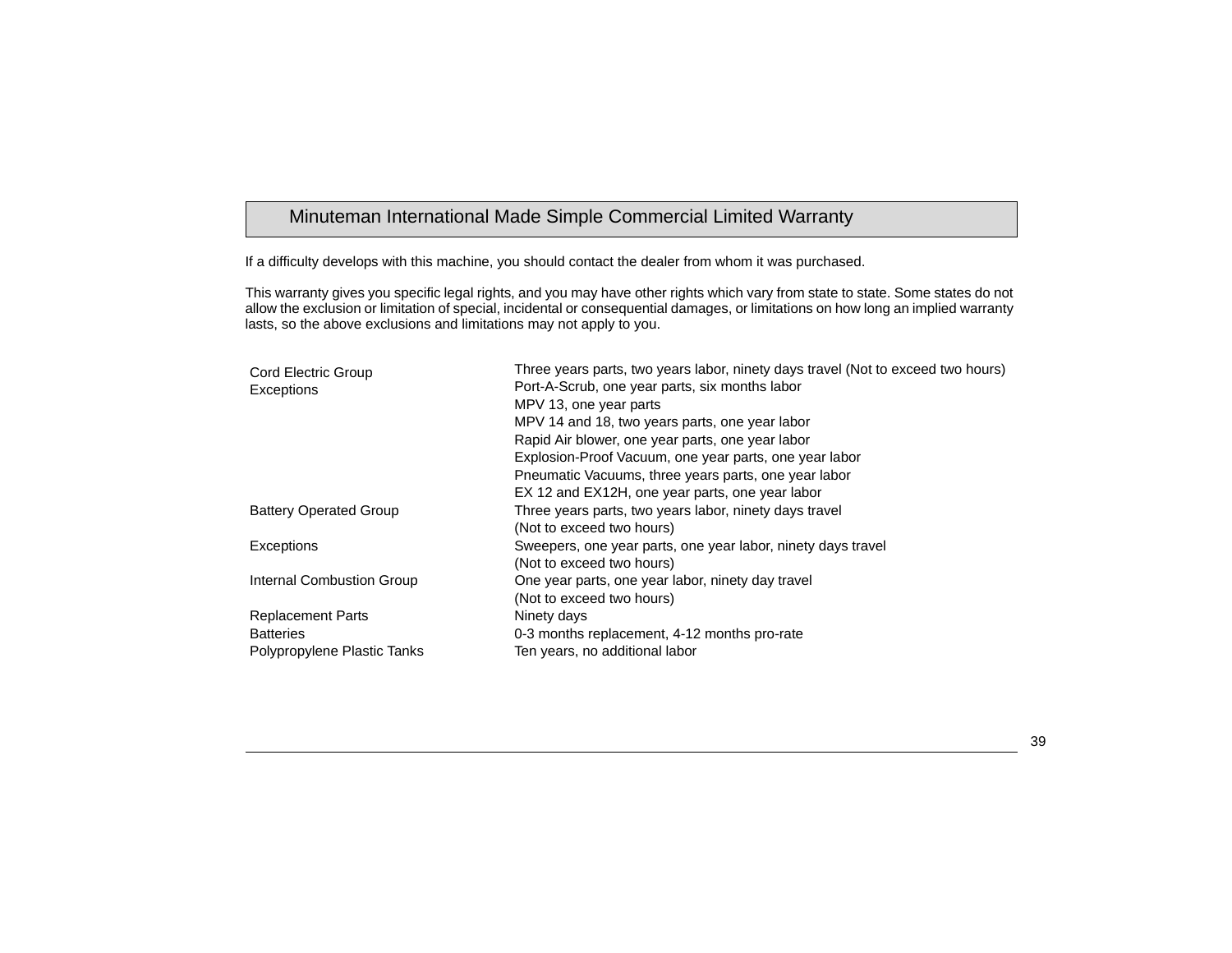## Minuteman International Made Simple Commercial Limited Warranty

If a difficulty develops with this machine, you should contact the dealer from whom it was purchased.

This warranty gives you specific legal rights, and you may have other rights which vary from state to state. Some states do not allow the exclusion or limitation of special, incidental or consequential damages, or limitations on how long an implied warranty lasts, so the above exclusions and limitations may not apply to you.

| | |
|---|---|
| Cord Electric Group | Three years parts, two years labor, ninety days travel (Not to exceed two hours) |
| Exceptions | Port-A-Scrub, one year parts, six months labor |
| | MPV 13, one year parts |
| | MPV 14 and 18, two years parts, one year labor |
| | Rapid Air blower, one year parts, one year labor |
| | Explosion-Proof Vacuum, one year parts, one year labor |
| | Pneumatic Vacuums, three years parts, one year labor |
| | EX 12 and EX12H, one year parts, one year labor |
| Battery Operated Group | Three years parts, two years labor, ninety days travel (Not to exceed two hours) |
| Exceptions | Sweepers, one year parts, one year labor, ninety days travel (Not to exceed two hours) |
| Internal Combustion Group | One year parts, one year labor, ninety day travel (Not to exceed two hours) |
| Replacement Parts | Ninety days |
| Batteries | 0-3 months replacement, 4-12 months pro-rate |
| Polypropylene Plastic Tanks | Ten years, no additional labor |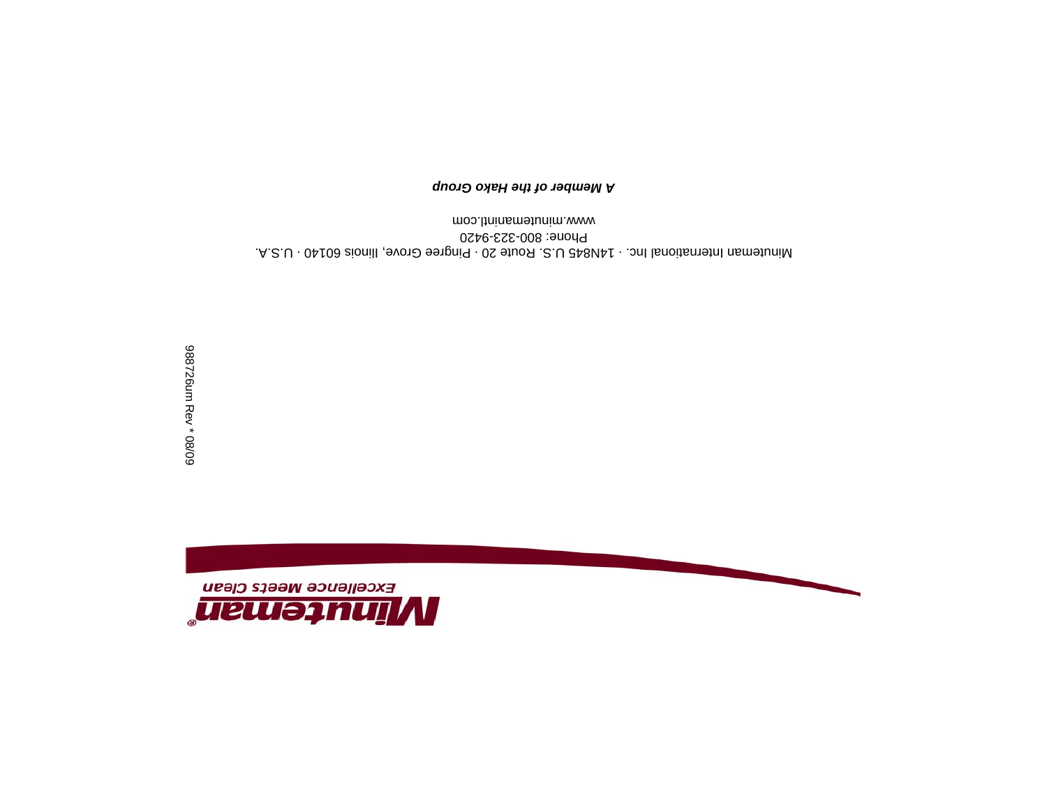Minuteman International Inc. · 14N845 U.S. Route 20 · Pingree Grove, Ilinois 60140 · U.S.A.

Phone: 800-323-9420

www.minutemanintl.com

***A Member of the Hako Group***

988726um Rev * 08/09

Minuteman®

Excellence Meets Clean